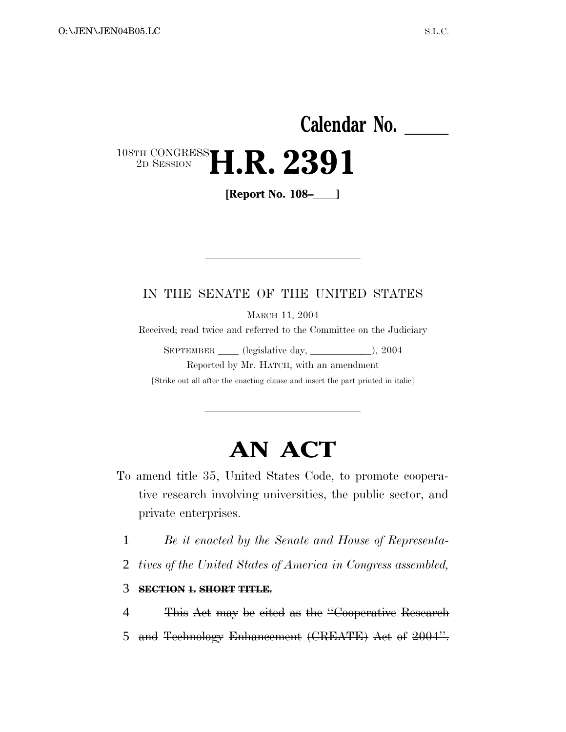O:\JEN\JEN04B05.LC S.L.C.

**Calendar No. \_\_\_\_\_**

108TH CONGRESS
2D SESSION

# H.R. 2391

**[Report No. 108–\_\_\_\_]**

---

IN THE SENATE OF THE UNITED STATES

MARCH 11, 2004

Received; read twice and referred to the Committee on the Judiciary

SEPTEMBER \_\_\_\_ (legislative day, \_\_\_\_\_\_\_\_\_\_\_\_), 2004

Reported by Mr. HATCH, with an amendment

[Strike out all after the enacting clause and insert the part printed in italic]

---

# AN ACT

To amend title 35, United States Code, to promote cooperative research involving universities, the public sector, and private enterprises.

1 *Be it enacted by the Senate and House of Representa-*
2 *tives of the United States of America in Congress assembled,*
3 ~~**SECTION 1. SHORT TITLE.**~~
4 ~~This Act may be cited as the "Cooperative Research~~
5 ~~and Technology Enhancement (CREATE) Act of 2004".~~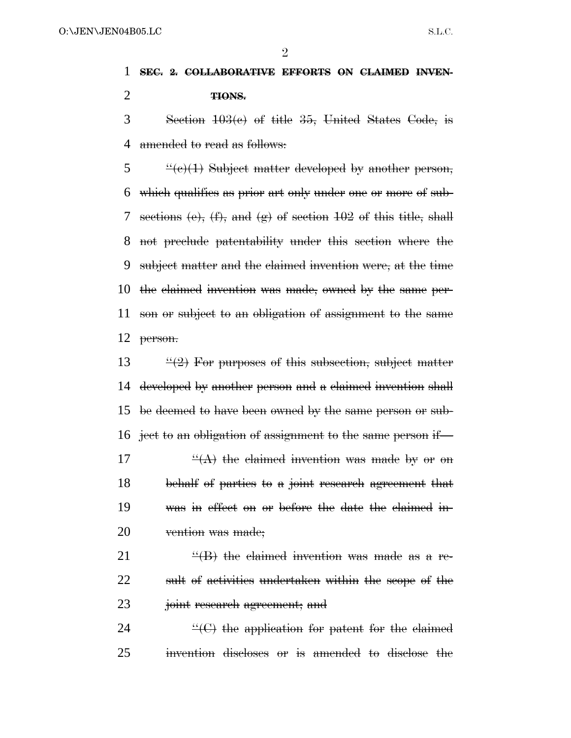~~**SEC. 2. COLLABORATIVE EFFORTS ON CLAIMED INVENTIONS.**~~

~~Section 103(c) of title 35, United States Code, is amended to read as follows:~~

~~"(c)(1) Subject matter developed by another person, which qualifies as prior art only under one or more of subsections (e), (f), and (g) of section 102 of this title, shall not preclude patentability under this section where the subject matter and the claimed invention were, at the time the claimed invention was made, owned by the same person or subject to an obligation of assignment to the same person.~~

~~"(2) For purposes of this subsection, subject matter developed by another person and a claimed invention shall be deemed to have been owned by the same person or subject to an obligation of assignment to the same person if—~~

~~"(A) the claimed invention was made by or on behalf of parties to a joint research agreement that was in effect on or before the date the claimed invention was made;~~

~~"(B) the claimed invention was made as a result of activities undertaken within the scope of the joint research agreement; and~~

~~"(C) the application for patent for the claimed invention discloses or is amended to disclose the~~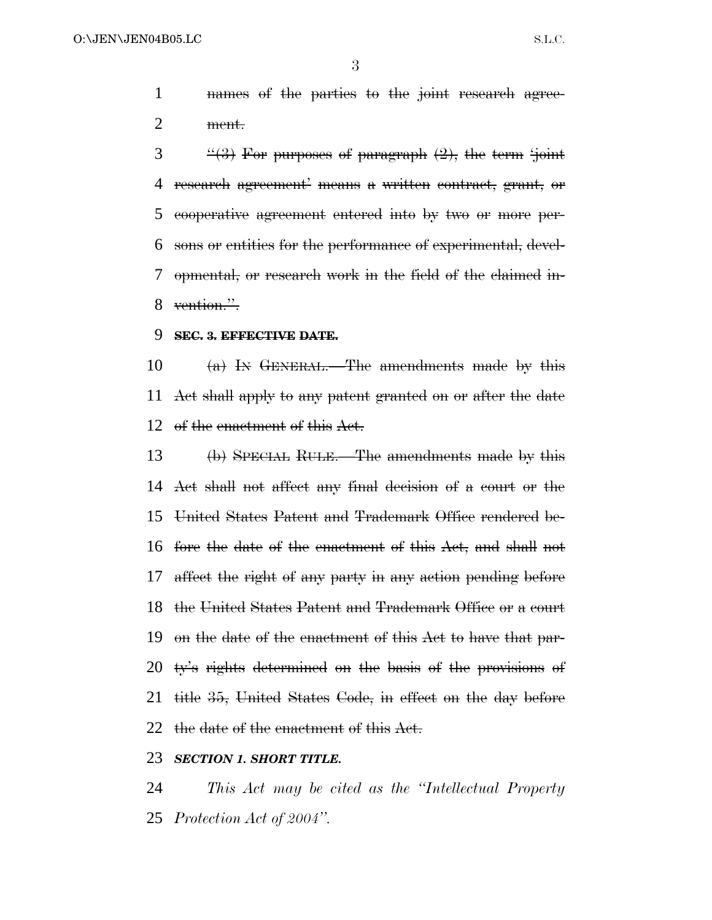~~names of the parties to the joint research agreement.~~

~~"(3) For purposes of paragraph (2), the term 'joint research agreement' means a written contract, grant, or cooperative agreement entered into by two or more persons or entities for the performance of experimental, developmental, or research work in the field of the claimed invention.".~~

~~**SEC. 3. EFFECTIVE DATE.**~~

~~(a) IN GENERAL.—The amendments made by this Act shall apply to any patent granted on or after the date of the enactment of this Act.~~

~~(b) SPECIAL RULE.—The amendments made by this Act shall not affect any final decision of a court or the United States Patent and Trademark Office rendered before the date of the enactment of this Act, and shall not affect the right of any party in any action pending before the United States Patent and Trademark Office or a court on the date of the enactment of this Act to have that party's rights determined on the basis of the provisions of title 35, United States Code, in effect on the day before the date of the enactment of this Act.~~

***SECTION 1. SHORT TITLE.***

*This Act may be cited as the "Intellectual Property Protection Act of 2004".*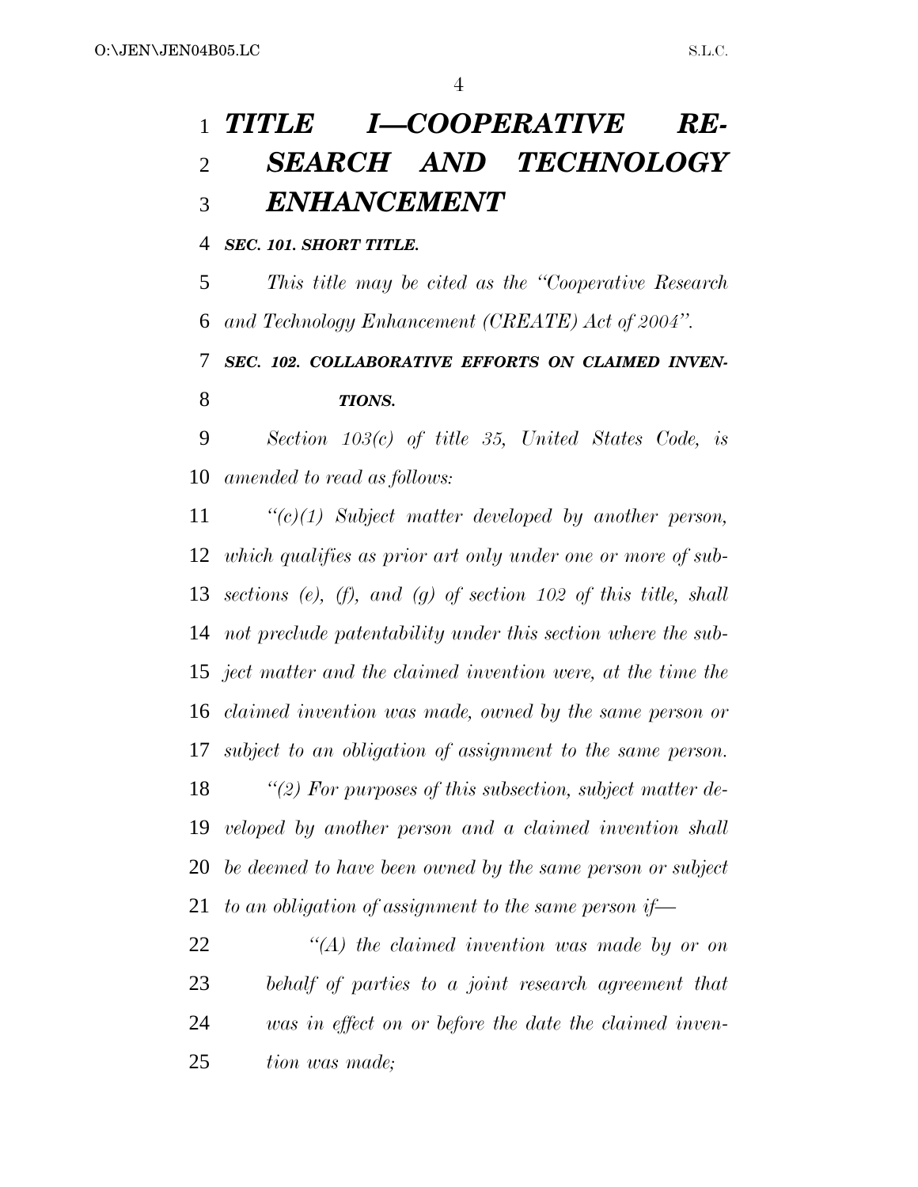# *TITLE I—COOPERATIVE RESEARCH AND TECHNOLOGY ENHANCEMENT*

***SEC. 101. SHORT TITLE.***

*This title may be cited as the ''Cooperative Research and Technology Enhancement (CREATE) Act of 2004''.*

***SEC. 102. COLLABORATIVE EFFORTS ON CLAIMED INVENTIONS.***

*Section 103(c) of title 35, United States Code, is amended to read as follows:*

*''(c)(1) Subject matter developed by another person, which qualifies as prior art only under one or more of subsections (e), (f), and (g) of section 102 of this title, shall not preclude patentability under this section where the subject matter and the claimed invention were, at the time the claimed invention was made, owned by the same person or subject to an obligation of assignment to the same person.*

*''(2) For purposes of this subsection, subject matter developed by another person and a claimed invention shall be deemed to have been owned by the same person or subject to an obligation of assignment to the same person if—*

*''(A) the claimed invention was made by or on behalf of parties to a joint research agreement that was in effect on or before the date the claimed invention was made;*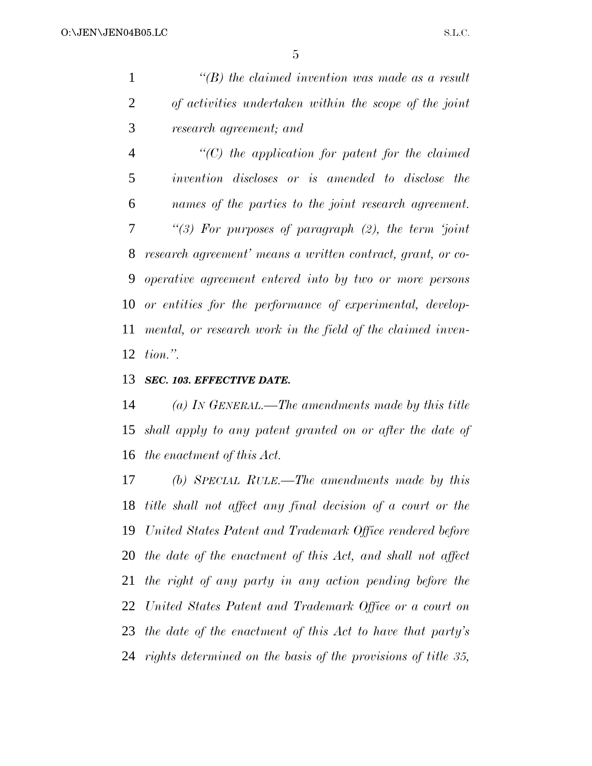*"(B) the claimed invention was made as a result of activities undertaken within the scope of the joint research agreement; and*

*"(C) the application for patent for the claimed invention discloses or is amended to disclose the names of the parties to the joint research agreement.*

*"(3) For purposes of paragraph (2), the term 'joint research agreement' means a written contract, grant, or cooperative agreement entered into by two or more persons or entities for the performance of experimental, developmental, or research work in the field of the claimed invention.".*

***SEC. 103. EFFECTIVE DATE.***

*(a) IN GENERAL.—The amendments made by this title shall apply to any patent granted on or after the date of the enactment of this Act.*

*(b) SPECIAL RULE.—The amendments made by this title shall not affect any final decision of a court or the United States Patent and Trademark Office rendered before the date of the enactment of this Act, and shall not affect the right of any party in any action pending before the United States Patent and Trademark Office or a court on the date of the enactment of this Act to have that party's rights determined on the basis of the provisions of title 35,*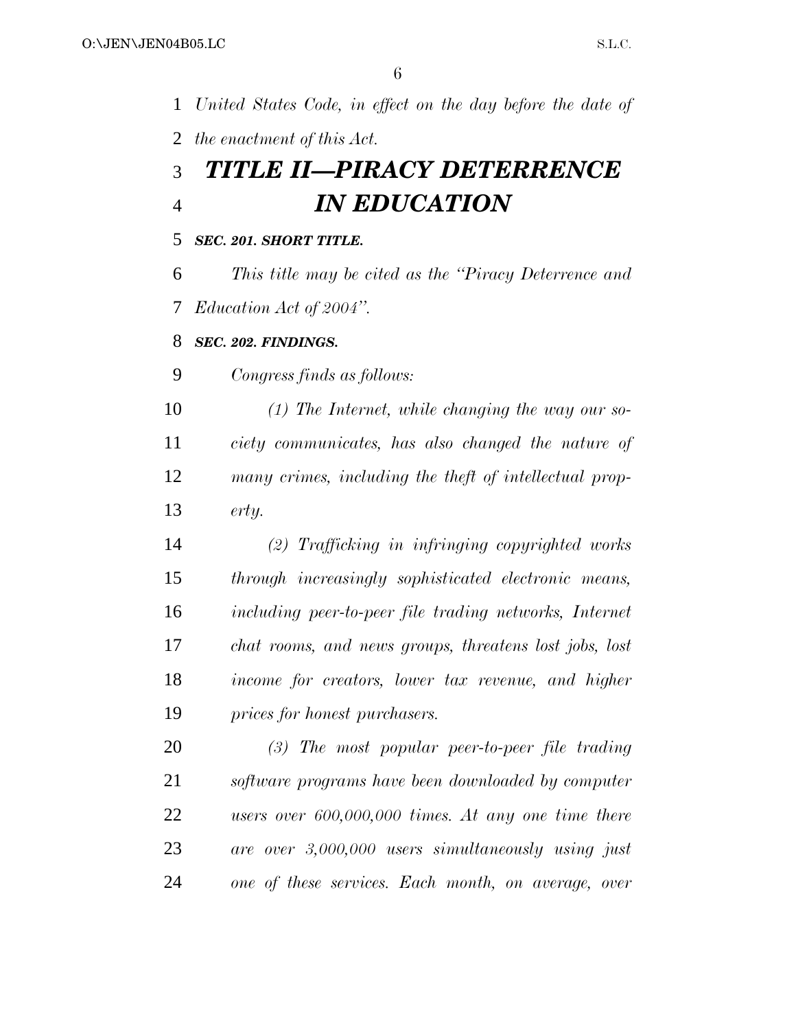*United States Code, in effect on the day before the date of the enactment of this Act.*

# *TITLE II—PIRACY DETERRENCE IN EDUCATION*

### *SEC. 201. SHORT TITLE.*

*This title may be cited as the "Piracy Deterrence and Education Act of 2004".*

### *SEC. 202. FINDINGS.*

*Congress finds as follows:*

*(1) The Internet, while changing the way our society communicates, has also changed the nature of many crimes, including the theft of intellectual property.*

*(2) Trafficking in infringing copyrighted works through increasingly sophisticated electronic means, including peer-to-peer file trading networks, Internet chat rooms, and news groups, threatens lost jobs, lost income for creators, lower tax revenue, and higher prices for honest purchasers.*

*(3) The most popular peer-to-peer file trading software programs have been downloaded by computer users over 600,000,000 times. At any one time there are over 3,000,000 users simultaneously using just one of these services. Each month, on average, over*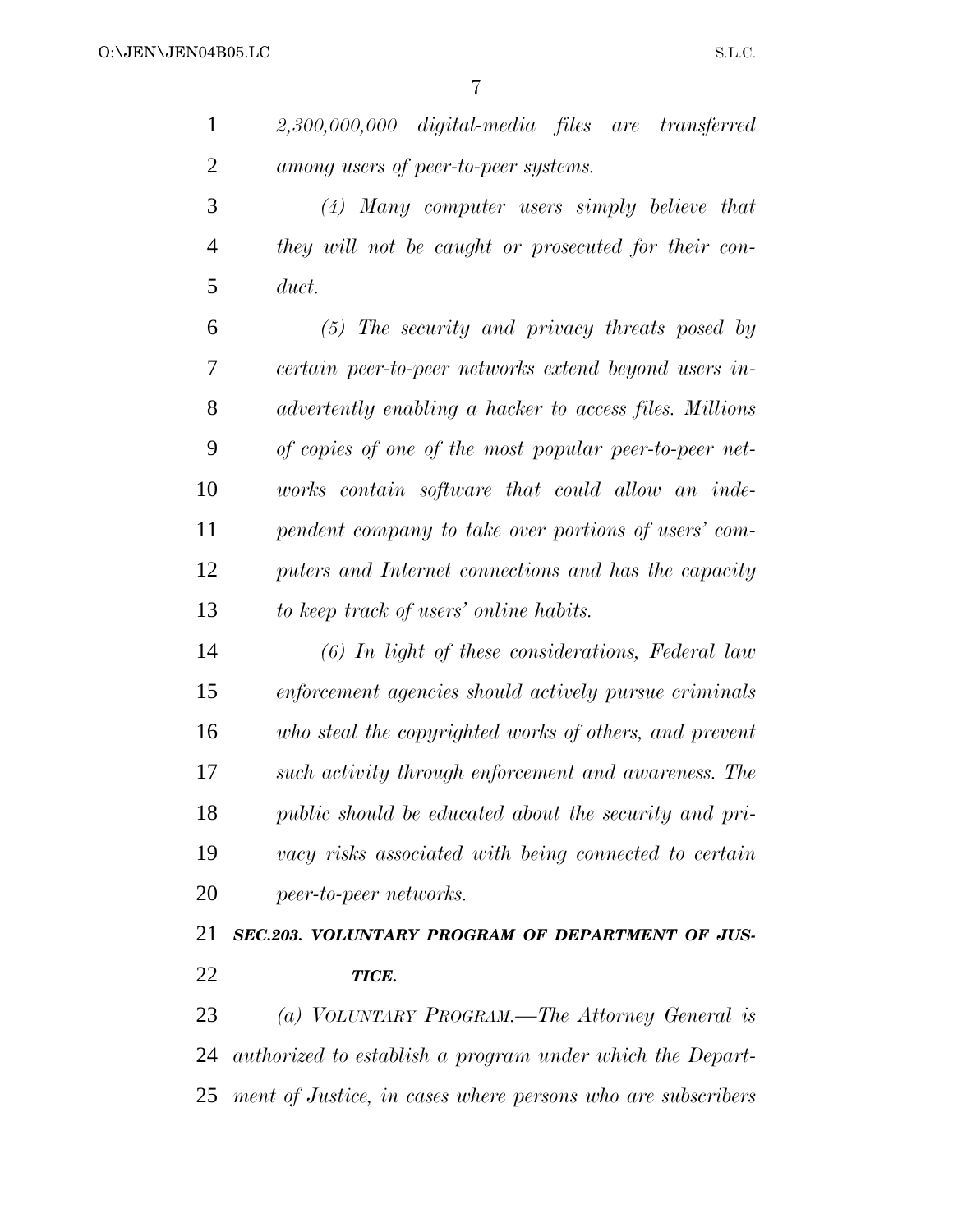*2,300,000,000 digital-media files are transferred among users of peer-to-peer systems.*

*(4) Many computer users simply believe that they will not be caught or prosecuted for their conduct.*

*(5) The security and privacy threats posed by certain peer-to-peer networks extend beyond users inadvertently enabling a hacker to access files. Millions of copies of one of the most popular peer-to-peer networks contain software that could allow an independent company to take over portions of users' computers and Internet connections and has the capacity to keep track of users' online habits.*

*(6) In light of these considerations, Federal law enforcement agencies should actively pursue criminals who steal the copyrighted works of others, and prevent such activity through enforcement and awareness. The public should be educated about the security and privacy risks associated with being connected to certain peer-to-peer networks.*

***SEC.203. VOLUNTARY PROGRAM OF DEPARTMENT OF JUSTICE.***

*(a) VOLUNTARY PROGRAM.—The Attorney General is authorized to establish a program under which the Department of Justice, in cases where persons who are subscribers*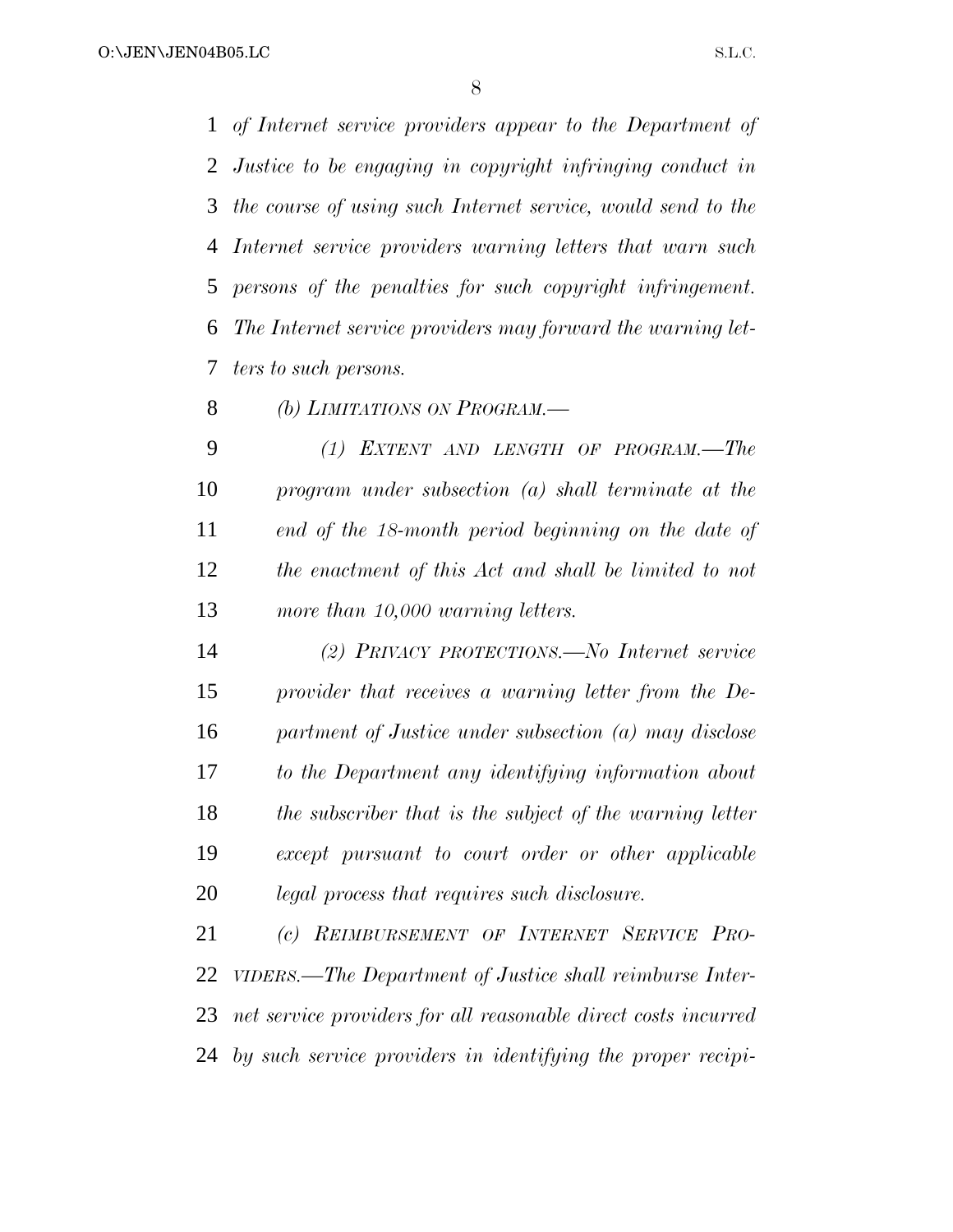*of Internet service providers appear to the Department of Justice to be engaging in copyright infringing conduct in the course of using such Internet service, would send to the Internet service providers warning letters that warn such persons of the penalties for such copyright infringement. The Internet service providers may forward the warning letters to such persons.*

*(b) LIMITATIONS ON PROGRAM.—*

*(1) EXTENT AND LENGTH OF PROGRAM.—The program under subsection (a) shall terminate at the end of the 18-month period beginning on the date of the enactment of this Act and shall be limited to not more than 10,000 warning letters.*

*(2) PRIVACY PROTECTIONS.—No Internet service provider that receives a warning letter from the Department of Justice under subsection (a) may disclose to the Department any identifying information about the subscriber that is the subject of the warning letter except pursuant to court order or other applicable legal process that requires such disclosure.*

*(c) REIMBURSEMENT OF INTERNET SERVICE PROVIDERS.—The Department of Justice shall reimburse Internet service providers for all reasonable direct costs incurred by such service providers in identifying the proper recipi-*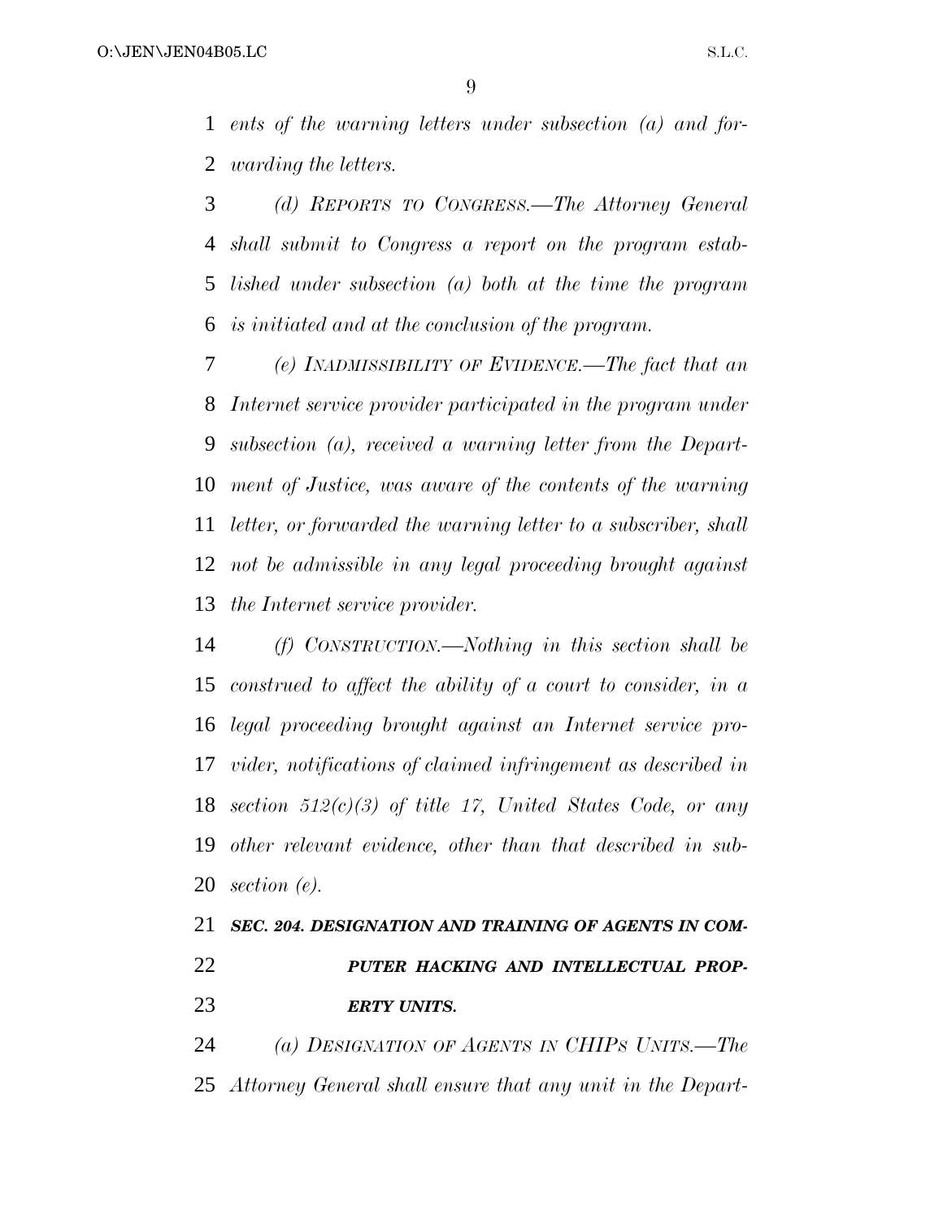*ents of the warning letters under subsection (a) and forwarding the letters.*

*(d) REPORTS TO CONGRESS.—The Attorney General shall submit to Congress a report on the program established under subsection (a) both at the time the program is initiated and at the conclusion of the program.*

*(e) INADMISSIBILITY OF EVIDENCE.—The fact that an Internet service provider participated in the program under subsection (a), received a warning letter from the Department of Justice, was aware of the contents of the warning letter, or forwarded the warning letter to a subscriber, shall not be admissible in any legal proceeding brought against the Internet service provider.*

*(f) CONSTRUCTION.—Nothing in this section shall be construed to affect the ability of a court to consider, in a legal proceeding brought against an Internet service provider, notifications of claimed infringement as described in section 512(c)(3) of title 17, United States Code, or any other relevant evidence, other than that described in subsection (e).*

***SEC. 204. DESIGNATION AND TRAINING OF AGENTS IN COMPUTER HACKING AND INTELLECTUAL PROPERTY UNITS.***

*(a) DESIGNATION OF AGENTS IN CHIPS UNITS.—The Attorney General shall ensure that any unit in the Depart-*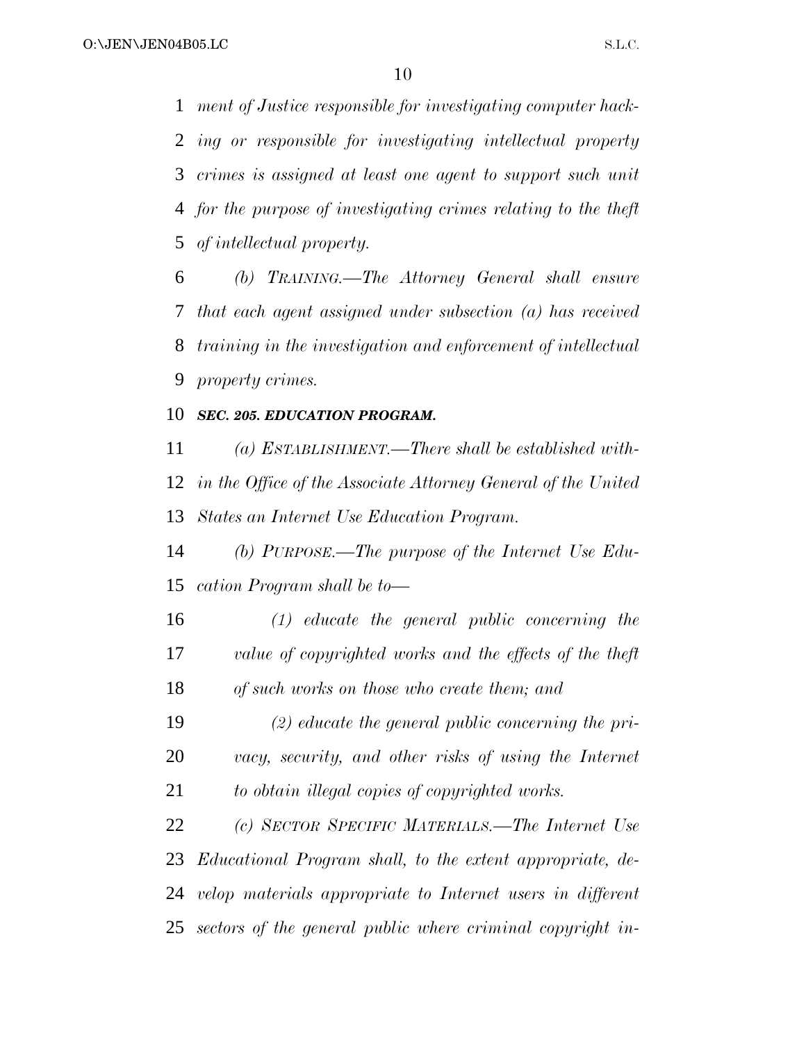*ment of Justice responsible for investigating computer hacking or responsible for investigating intellectual property crimes is assigned at least one agent to support such unit for the purpose of investigating crimes relating to the theft of intellectual property.*

*(b) TRAINING.—The Attorney General shall ensure that each agent assigned under subsection (a) has received training in the investigation and enforcement of intellectual property crimes.*

***SEC. 205. EDUCATION PROGRAM.***

*(a) ESTABLISHMENT.—There shall be established within the Office of the Associate Attorney General of the United States an Internet Use Education Program.*

*(b) PURPOSE.—The purpose of the Internet Use Education Program shall be to—*

*(1) educate the general public concerning the value of copyrighted works and the effects of the theft of such works on those who create them; and*

*(2) educate the general public concerning the privacy, security, and other risks of using the Internet to obtain illegal copies of copyrighted works.*

*(c) SECTOR SPECIFIC MATERIALS.—The Internet Use Educational Program shall, to the extent appropriate, develop materials appropriate to Internet users in different sectors of the general public where criminal copyright in-*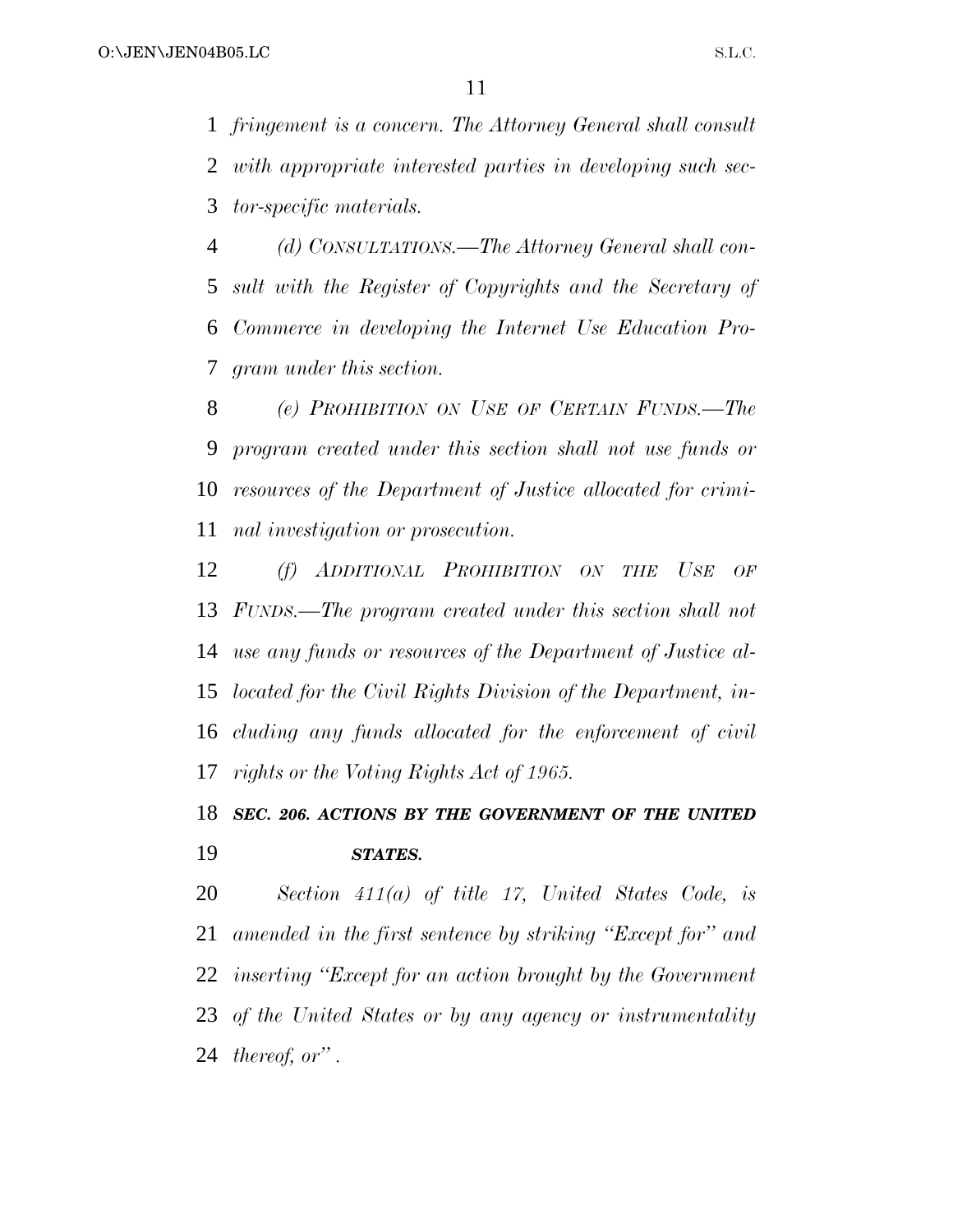*fringement is a concern. The Attorney General shall consult with appropriate interested parties in developing such sector-specific materials.*

*(d) CONSULTATIONS.—The Attorney General shall consult with the Register of Copyrights and the Secretary of Commerce in developing the Internet Use Education Program under this section.*

*(e) PROHIBITION ON USE OF CERTAIN FUNDS.—The program created under this section shall not use funds or resources of the Department of Justice allocated for criminal investigation or prosecution.*

*(f) ADDITIONAL PROHIBITION ON THE USE OF FUNDS.—The program created under this section shall not use any funds or resources of the Department of Justice allocated for the Civil Rights Division of the Department, including any funds allocated for the enforcement of civil rights or the Voting Rights Act of 1965.*

***SEC. 206. ACTIONS BY THE GOVERNMENT OF THE UNITED STATES.***

*Section 411(a) of title 17, United States Code, is amended in the first sentence by striking "Except for" and inserting "Except for an action brought by the Government of the United States or by any agency or instrumentality thereof, or" .*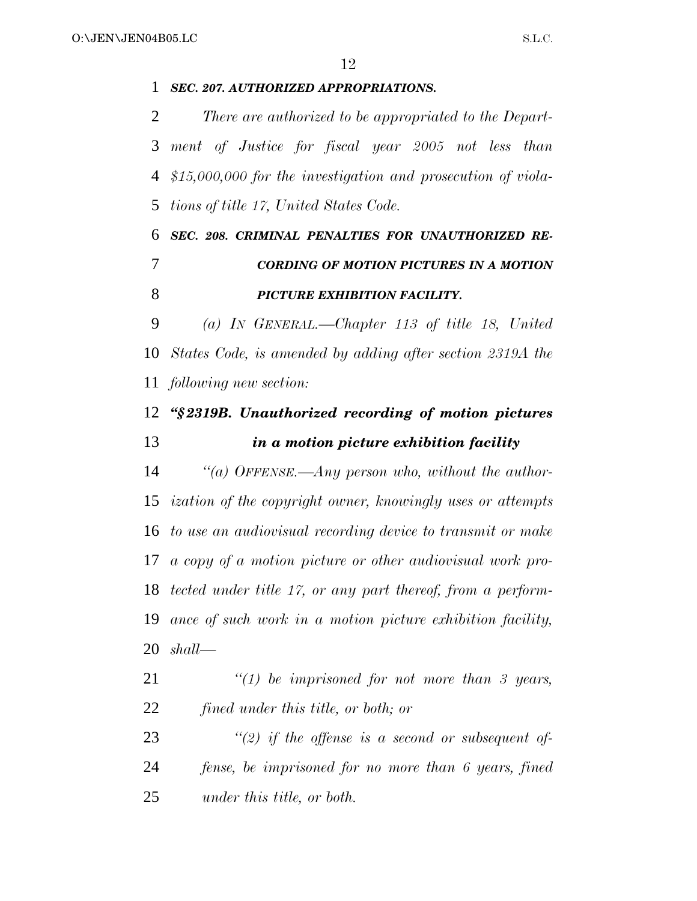***SEC. 207. AUTHORIZED APPROPRIATIONS.***

*There are authorized to be appropriated to the Department of Justice for fiscal year 2005 not less than $15,000,000 for the investigation and prosecution of violations of title 17, United States Code.*

***SEC. 208. CRIMINAL PENALTIES FOR UNAUTHORIZED RECORDING OF MOTION PICTURES IN A MOTION PICTURE EXHIBITION FACILITY.***

*(a) IN GENERAL.—Chapter 113 of title 18, United States Code, is amended by adding after section 2319A the following new section:*

***"§2319B. Unauthorized recording of motion pictures in a motion picture exhibition facility***

*"(a) OFFENSE.—Any person who, without the authorization of the copyright owner, knowingly uses or attempts to use an audiovisual recording device to transmit or make a copy of a motion picture or other audiovisual work protected under title 17, or any part thereof, from a performance of such work in a motion picture exhibition facility, shall—*

*"(1) be imprisoned for not more than 3 years, fined under this title, or both; or*

*"(2) if the offense is a second or subsequent offense, be imprisoned for no more than 6 years, fined under this title, or both.*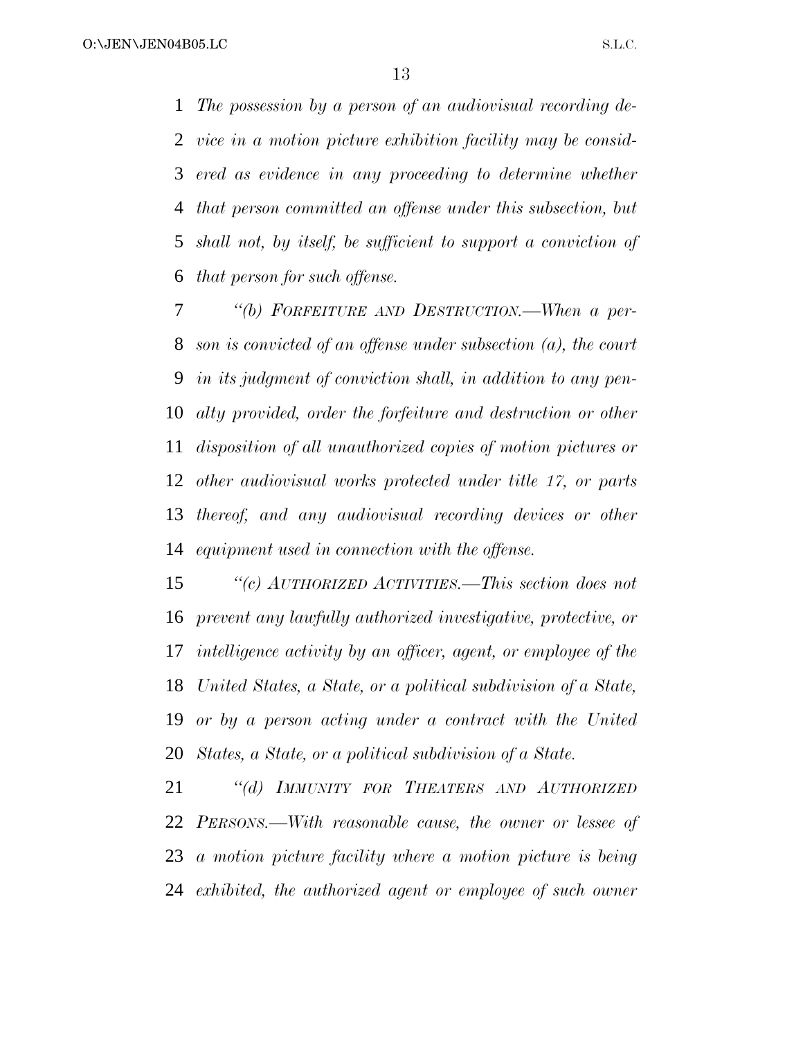*The possession by a person of an audiovisual recording device in a motion picture exhibition facility may be considered as evidence in any proceeding to determine whether that person committed an offense under this subsection, but shall not, by itself, be sufficient to support a conviction of that person for such offense.*

*"(b) FORFEITURE AND DESTRUCTION.—When a person is convicted of an offense under subsection (a), the court in its judgment of conviction shall, in addition to any penalty provided, order the forfeiture and destruction or other disposition of all unauthorized copies of motion pictures or other audiovisual works protected under title 17, or parts thereof, and any audiovisual recording devices or other equipment used in connection with the offense.*

*"(c) AUTHORIZED ACTIVITIES.—This section does not prevent any lawfully authorized investigative, protective, or intelligence activity by an officer, agent, or employee of the United States, a State, or a political subdivision of a State, or by a person acting under a contract with the United States, a State, or a political subdivision of a State.*

*"(d) IMMUNITY FOR THEATERS AND AUTHORIZED PERSONS.—With reasonable cause, the owner or lessee of a motion picture facility where a motion picture is being exhibited, the authorized agent or employee of such owner*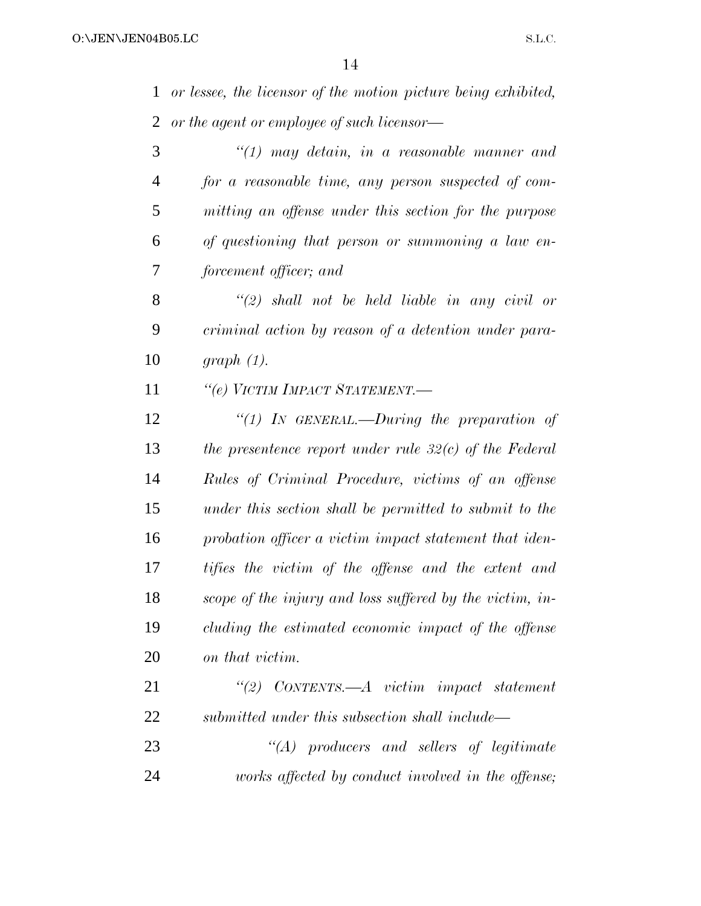*or lessee, the licensor of the motion picture being exhibited, or the agent or employee of such licensor—*

*"(1) may detain, in a reasonable manner and for a reasonable time, any person suspected of committing an offense under this section for the purpose of questioning that person or summoning a law enforcement officer; and*

*"(2) shall not be held liable in any civil or criminal action by reason of a detention under paragraph (1).*

*"(e) VICTIM IMPACT STATEMENT.—*

*"(1) IN GENERAL.—During the preparation of the presentence report under rule 32(c) of the Federal Rules of Criminal Procedure, victims of an offense under this section shall be permitted to submit to the probation officer a victim impact statement that identifies the victim of the offense and the extent and scope of the injury and loss suffered by the victim, including the estimated economic impact of the offense on that victim.*

*"(2) CONTENTS.—A victim impact statement submitted under this subsection shall include—*

*"(A) producers and sellers of legitimate works affected by conduct involved in the offense;*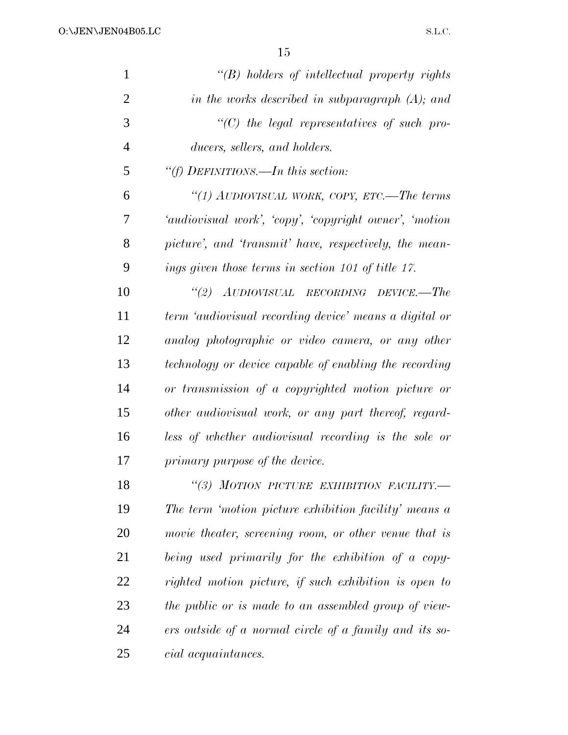*"(B) holders of intellectual property rights in the works described in subparagraph (A); and*

*"(C) the legal representatives of such producers, sellers, and holders.*

*"(f) DEFINITIONS.—In this section:*

*"(1) AUDIOVISUAL WORK, COPY, ETC.—The terms 'audiovisual work', 'copy', 'copyright owner', 'motion picture', and 'transmit' have, respectively, the meanings given those terms in section 101 of title 17.*

*"(2) AUDIOVISUAL RECORDING DEVICE.—The term 'audiovisual recording device' means a digital or analog photographic or video camera, or any other technology or device capable of enabling the recording or transmission of a copyrighted motion picture or other audiovisual work, or any part thereof, regardless of whether audiovisual recording is the sole or primary purpose of the device.*

*"(3) MOTION PICTURE EXHIBITION FACILITY.—The term 'motion picture exhibition facility' means a movie theater, screening room, or other venue that is being used primarily for the exhibition of a copyrighted motion picture, if such exhibition is open to the public or is made to an assembled group of viewers outside of a normal circle of a family and its social acquaintances.*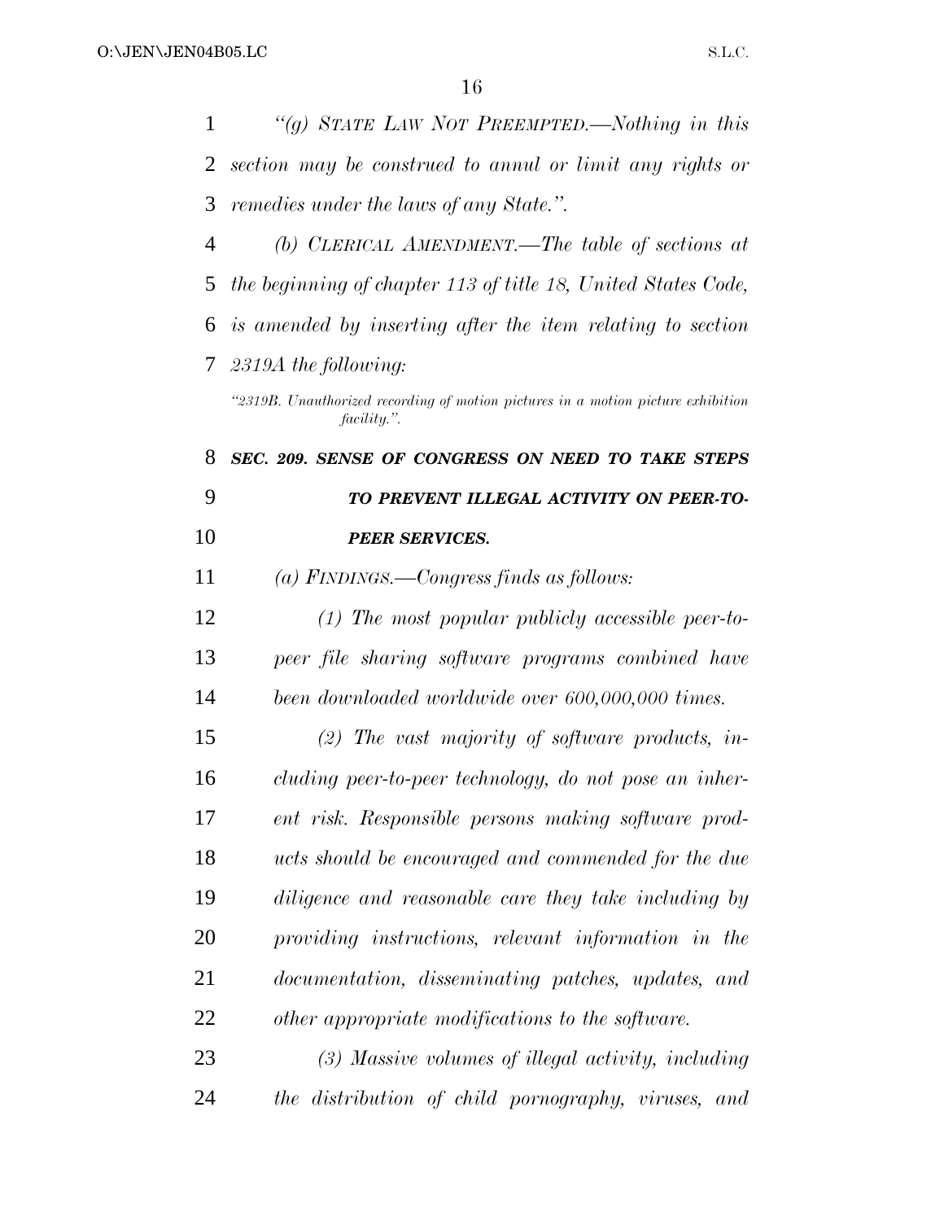*"(g) STATE LAW NOT PREEMPTED.—Nothing in this section may be construed to annul or limit any rights or remedies under the laws of any State.".*

*(b) CLERICAL AMENDMENT.—The table of sections at the beginning of chapter 113 of title 18, United States Code, is amended by inserting after the item relating to section 2319A the following:*

*"2319B. Unauthorized recording of motion pictures in a motion picture exhibition facility.".*

***SEC. 209. SENSE OF CONGRESS ON NEED TO TAKE STEPS TO PREVENT ILLEGAL ACTIVITY ON PEER-TO-PEER SERVICES.***

*(a) FINDINGS.—Congress finds as follows:*

*(1) The most popular publicly accessible peer-to-peer file sharing software programs combined have been downloaded worldwide over 600,000,000 times.*

*(2) The vast majority of software products, including peer-to-peer technology, do not pose an inherent risk. Responsible persons making software products should be encouraged and commended for the due diligence and reasonable care they take including by providing instructions, relevant information in the documentation, disseminating patches, updates, and other appropriate modifications to the software.*

*(3) Massive volumes of illegal activity, including the distribution of child pornography, viruses, and*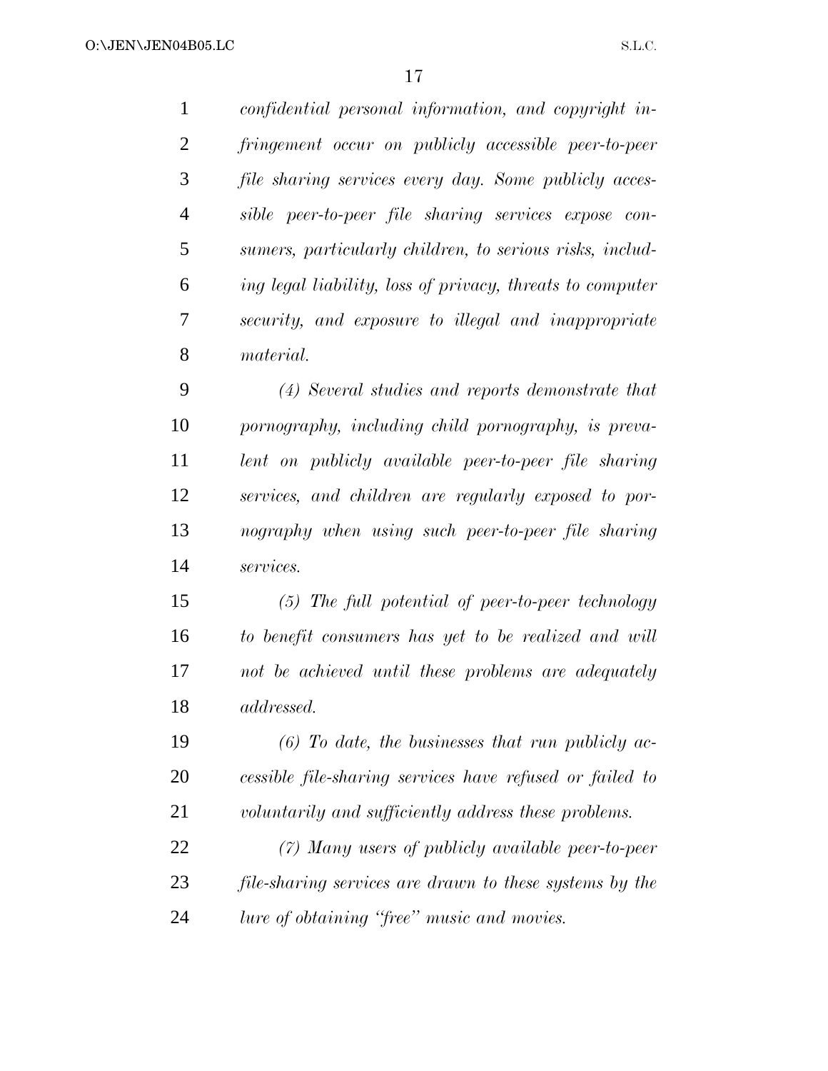*confidential personal information, and copyright infringement occur on publicly accessible peer-to-peer file sharing services every day. Some publicly accessible peer-to-peer file sharing services expose consumers, particularly children, to serious risks, including legal liability, loss of privacy, threats to computer security, and exposure to illegal and inappropriate material.*

*(4) Several studies and reports demonstrate that pornography, including child pornography, is prevalent on publicly available peer-to-peer file sharing services, and children are regularly exposed to pornography when using such peer-to-peer file sharing services.*

*(5) The full potential of peer-to-peer technology to benefit consumers has yet to be realized and will not be achieved until these problems are adequately addressed.*

*(6) To date, the businesses that run publicly accessible file-sharing services have refused or failed to voluntarily and sufficiently address these problems.*

*(7) Many users of publicly available peer-to-peer file-sharing services are drawn to these systems by the lure of obtaining "free" music and movies.*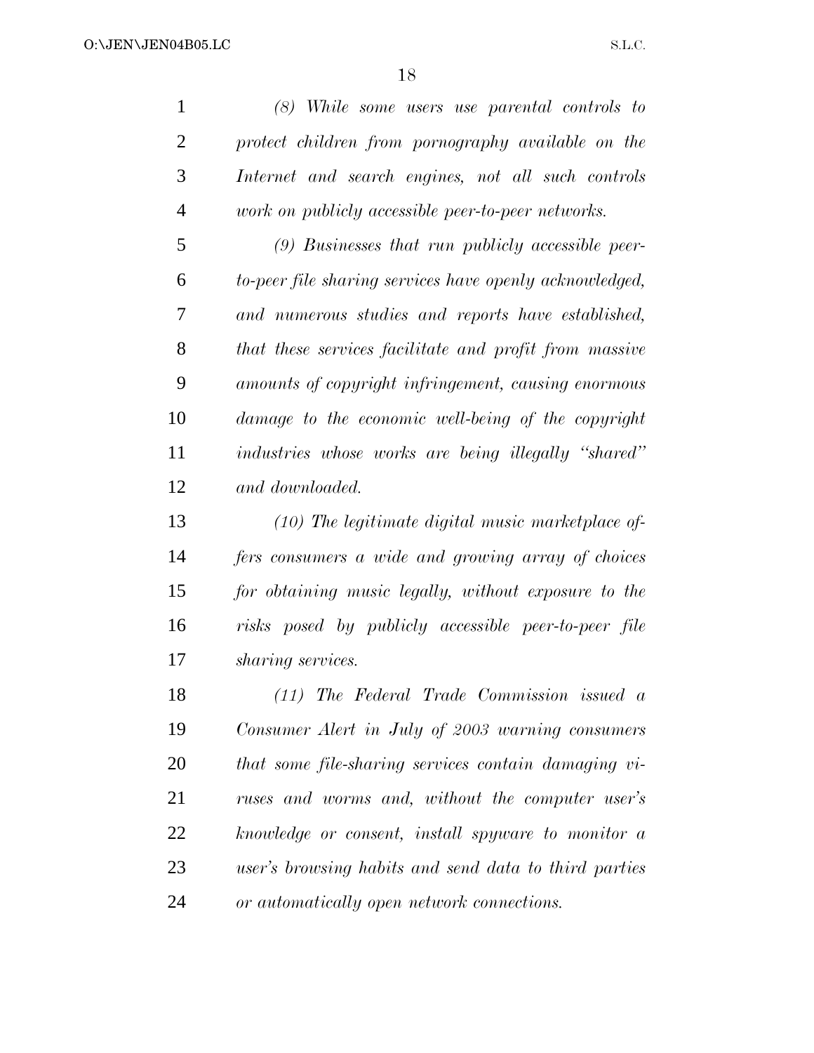*(8) While some users use parental controls to protect children from pornography available on the Internet and search engines, not all such controls work on publicly accessible peer-to-peer networks.*

*(9) Businesses that run publicly accessible peer-to-peer file sharing services have openly acknowledged, and numerous studies and reports have established, that these services facilitate and profit from massive amounts of copyright infringement, causing enormous damage to the economic well-being of the copyright industries whose works are being illegally "shared" and downloaded.*

*(10) The legitimate digital music marketplace offers consumers a wide and growing array of choices for obtaining music legally, without exposure to the risks posed by publicly accessible peer-to-peer file sharing services.*

*(11) The Federal Trade Commission issued a Consumer Alert in July of 2003 warning consumers that some file-sharing services contain damaging viruses and worms and, without the computer user's knowledge or consent, install spyware to monitor a user's browsing habits and send data to third parties or automatically open network connections.*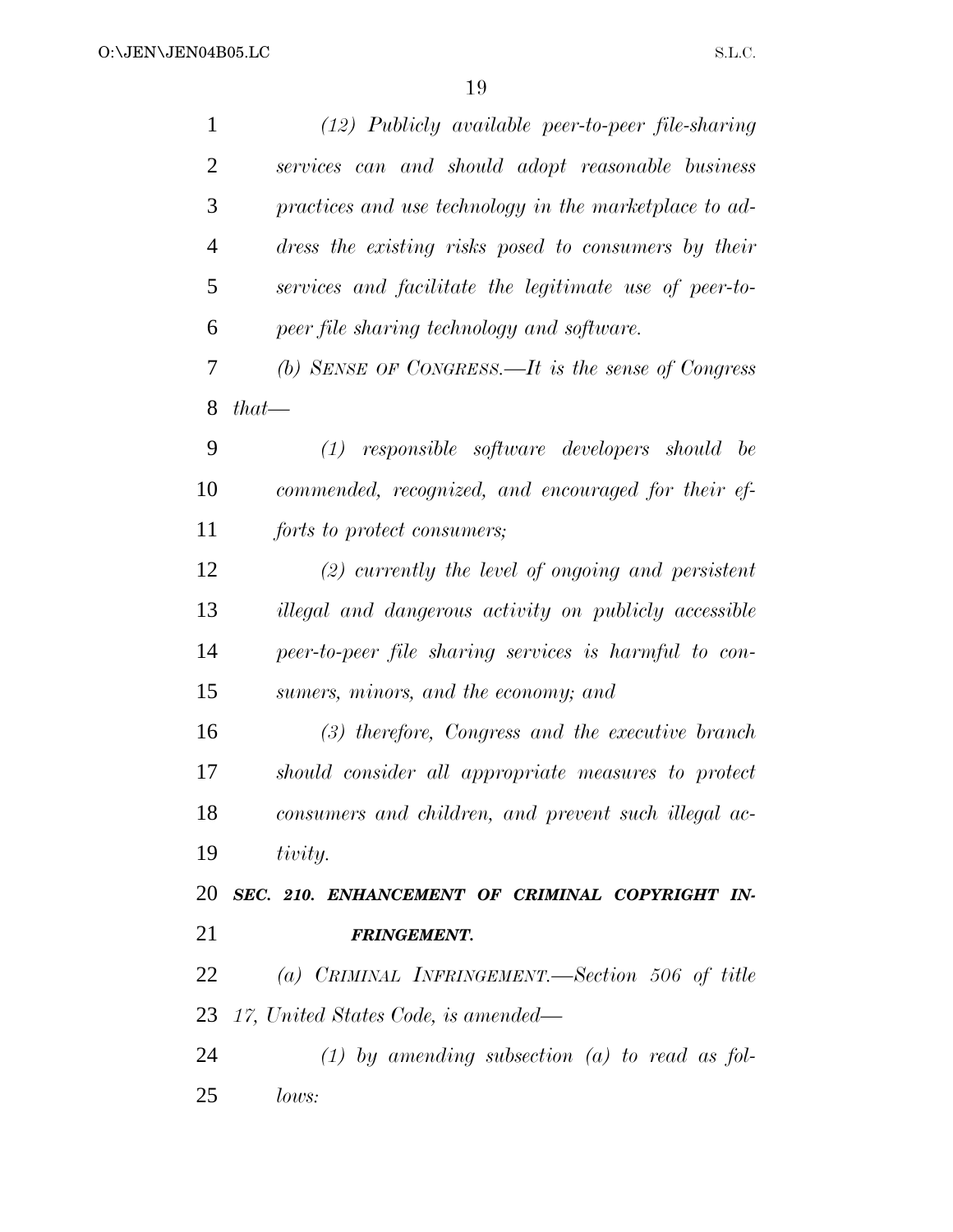*(12) Publicly available peer-to-peer file-sharing services can and should adopt reasonable business practices and use technology in the marketplace to address the existing risks posed to consumers by their services and facilitate the legitimate use of peer-to-peer file sharing technology and software.*

*(b) SENSE OF CONGRESS.—It is the sense of Congress that—*

*(1) responsible software developers should be commended, recognized, and encouraged for their efforts to protect consumers;*

*(2) currently the level of ongoing and persistent illegal and dangerous activity on publicly accessible peer-to-peer file sharing services is harmful to consumers, minors, and the economy; and*

*(3) therefore, Congress and the executive branch should consider all appropriate measures to protect consumers and children, and prevent such illegal activity.*

***SEC. 210. ENHANCEMENT OF CRIMINAL COPYRIGHT INFRINGEMENT.***

*(a) CRIMINAL INFRINGEMENT.—Section 506 of title 17, United States Code, is amended—*

*(1) by amending subsection (a) to read as follows:*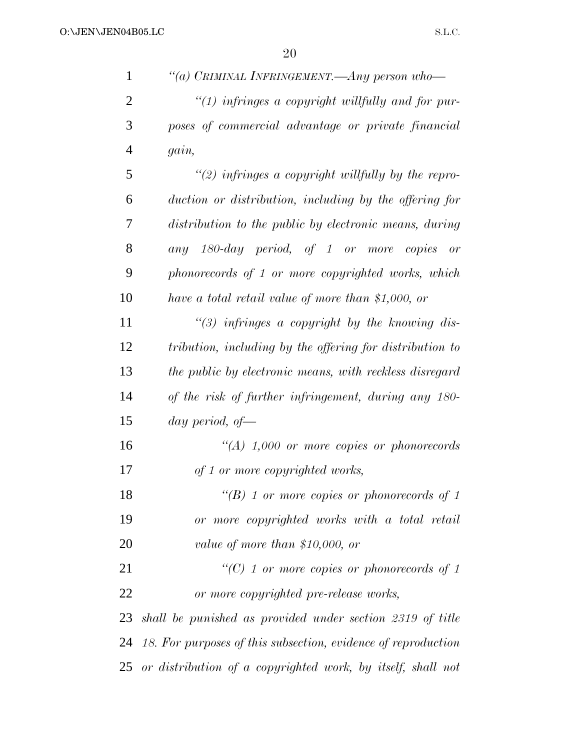*"(a) CRIMINAL INFRINGEMENT.—Any person who—*

*"(1) infringes a copyright willfully and for purposes of commercial advantage or private financial gain,*

*"(2) infringes a copyright willfully by the reproduction or distribution, including by the offering for distribution to the public by electronic means, during any 180-day period, of 1 or more copies or phonorecords of 1 or more copyrighted works, which have a total retail value of more than $1,000, or*

*"(3) infringes a copyright by the knowing distribution, including by the offering for distribution to the public by electronic means, with reckless disregard of the risk of further infringement, during any 180-day period, of—*

*"(A) 1,000 or more copies or phonorecords of 1 or more copyrighted works,*

*"(B) 1 or more copies or phonorecords of 1 or more copyrighted works with a total retail value of more than $10,000, or*

*"(C) 1 or more copies or phonorecords of 1 or more copyrighted pre-release works,*

*shall be punished as provided under section 2319 of title 18. For purposes of this subsection, evidence of reproduction or distribution of a copyrighted work, by itself, shall not*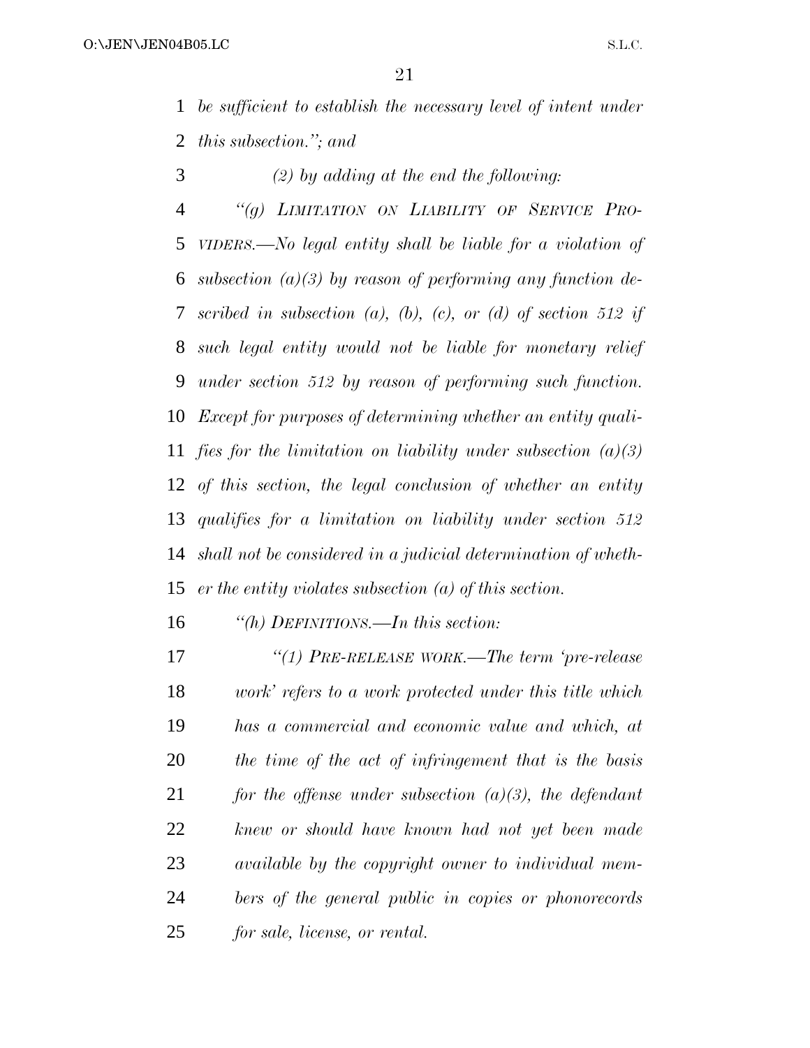*be sufficient to establish the necessary level of intent under this subsection.''; and*

*(2) by adding at the end the following:*

*''(g) LIMITATION ON LIABILITY OF SERVICE PROVIDERS.—No legal entity shall be liable for a violation of subsection (a)(3) by reason of performing any function described in subsection (a), (b), (c), or (d) of section 512 if such legal entity would not be liable for monetary relief under section 512 by reason of performing such function. Except for purposes of determining whether an entity qualifies for the limitation on liability under subsection (a)(3) of this section, the legal conclusion of whether an entity qualifies for a limitation on liability under section 512 shall not be considered in a judicial determination of whether the entity violates subsection (a) of this section.*

*''(h) DEFINITIONS.—In this section:*

*''(1) PRE-RELEASE WORK.—The term 'pre-release work' refers to a work protected under this title which has a commercial and economic value and which, at the time of the act of infringement that is the basis for the offense under subsection (a)(3), the defendant knew or should have known had not yet been made available by the copyright owner to individual members of the general public in copies or phonorecords for sale, license, or rental.*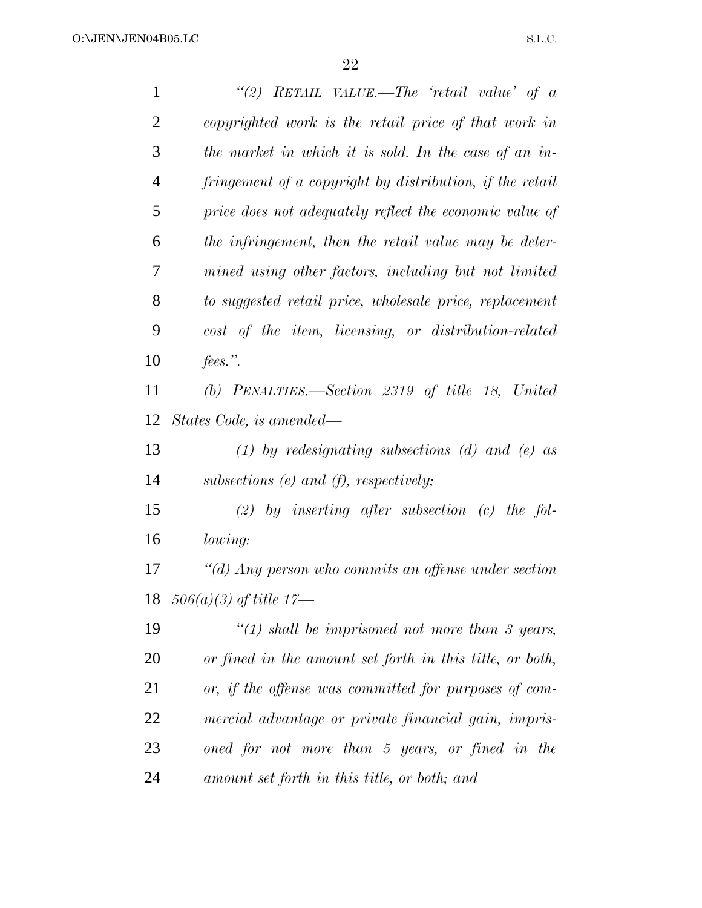*"(2) RETAIL VALUE.—The 'retail value' of a copyrighted work is the retail price of that work in the market in which it is sold. In the case of an infringement of a copyright by distribution, if the retail price does not adequately reflect the economic value of the infringement, then the retail value may be determined using other factors, including but not limited to suggested retail price, wholesale price, replacement cost of the item, licensing, or distribution-related fees.".*

*(b) PENALTIES.—Section 2319 of title 18, United States Code, is amended—*

*(1) by redesignating subsections (d) and (e) as subsections (e) and (f), respectively;*

*(2) by inserting after subsection (c) the following:*

*"(d) Any person who commits an offense under section 506(a)(3) of title 17—*

*"(1) shall be imprisoned not more than 3 years, or fined in the amount set forth in this title, or both, or, if the offense was committed for purposes of commercial advantage or private financial gain, imprisoned for not more than 5 years, or fined in the amount set forth in this title, or both; and*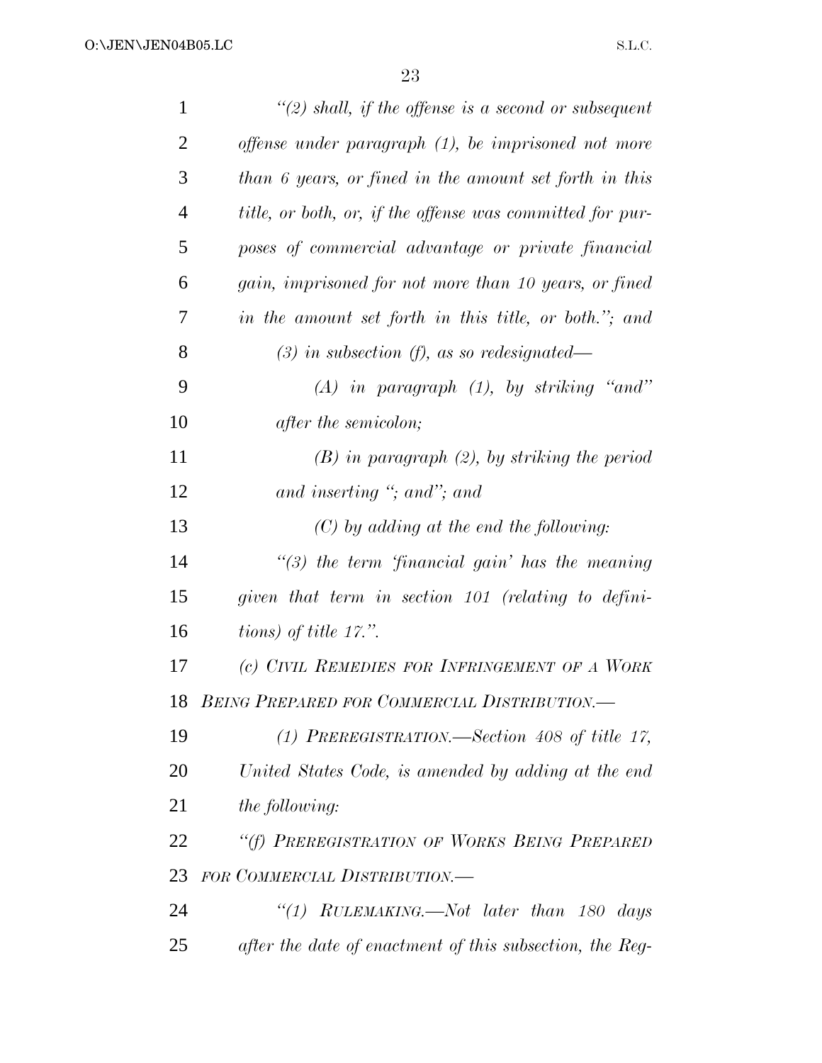*"(2) shall, if the offense is a second or subsequent offense under paragraph (1), be imprisoned not more than 6 years, or fined in the amount set forth in this title, or both, or, if the offense was committed for purposes of commercial advantage or private financial gain, imprisoned for not more than 10 years, or fined in the amount set forth in this title, or both."; and*

*(3) in subsection (f), as so redesignated—*

*(A) in paragraph (1), by striking "and" after the semicolon;*

*(B) in paragraph (2), by striking the period and inserting "; and"; and*

*(C) by adding at the end the following:*

*"(3) the term 'financial gain' has the meaning given that term in section 101 (relating to definitions) of title 17.".*

*(c) CIVIL REMEDIES FOR INFRINGEMENT OF A WORK BEING PREPARED FOR COMMERCIAL DISTRIBUTION.—*

*(1) PREREGISTRATION.—Section 408 of title 17, United States Code, is amended by adding at the end the following:*

*"(f) PREREGISTRATION OF WORKS BEING PREPARED FOR COMMERCIAL DISTRIBUTION.—*

*"(1) RULEMAKING.—Not later than 180 days after the date of enactment of this subsection, the Reg-*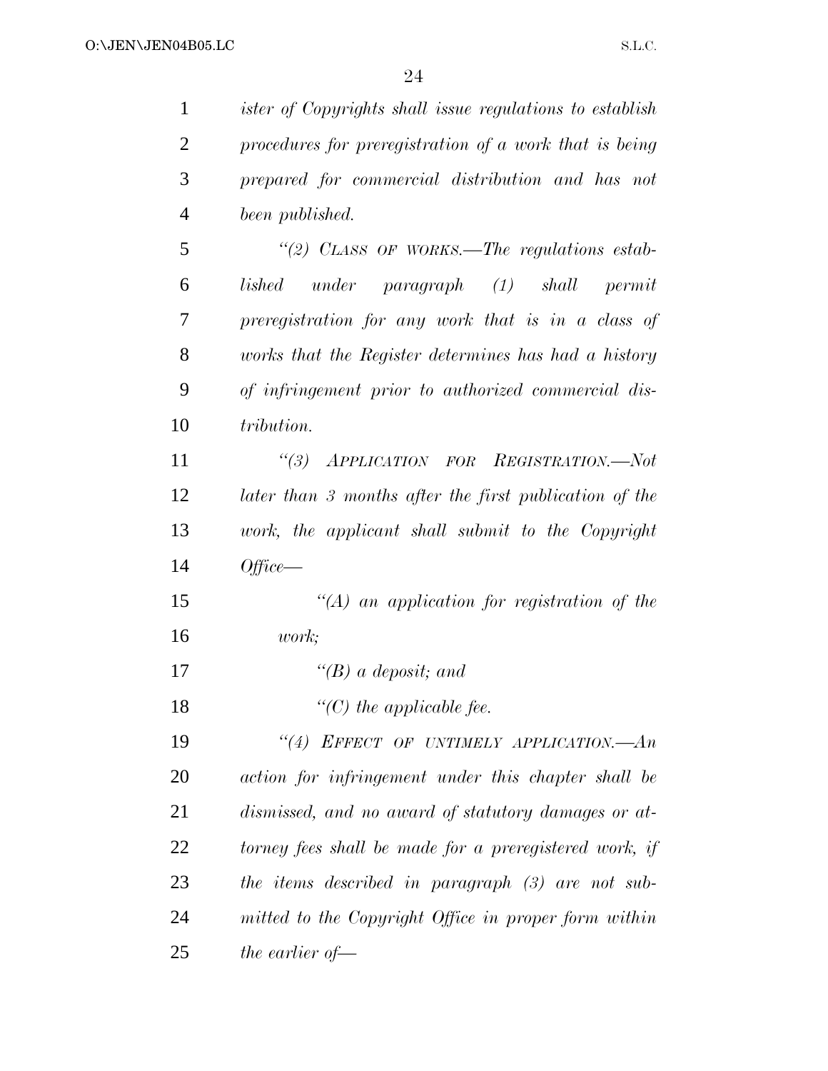*ister of Copyrights shall issue regulations to establish procedures for preregistration of a work that is being prepared for commercial distribution and has not been published.*

*"(2) CLASS OF WORKS.—The regulations established under paragraph (1) shall permit preregistration for any work that is in a class of works that the Register determines has had a history of infringement prior to authorized commercial distribution.*

*"(3) APPLICATION FOR REGISTRATION.—Not later than 3 months after the first publication of the work, the applicant shall submit to the Copyright Office—*

*"(A) an application for registration of the work;*

*"(B) a deposit; and*

*"(C) the applicable fee.*

*"(4) EFFECT OF UNTIMELY APPLICATION.—An action for infringement under this chapter shall be dismissed, and no award of statutory damages or attorney fees shall be made for a preregistered work, if the items described in paragraph (3) are not submitted to the Copyright Office in proper form within the earlier of—*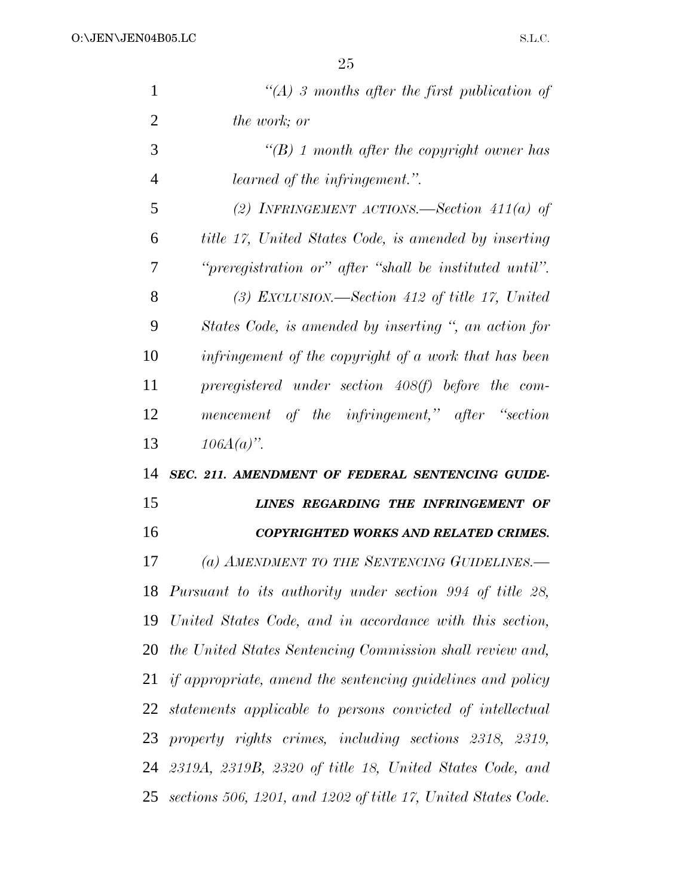*"(A) 3 months after the first publication of the work; or*

*"(B) 1 month after the copyright owner has learned of the infringement.".*

*(2) INFRINGEMENT ACTIONS.—Section 411(a) of title 17, United States Code, is amended by inserting "preregistration or" after "shall be instituted until".*

*(3) EXCLUSION.—Section 412 of title 17, United States Code, is amended by inserting ", an action for infringement of the copyright of a work that has been preregistered under section 408(f) before the commencement of the infringement," after "section 106A(a)".*

***SEC. 211. AMENDMENT OF FEDERAL SENTENCING GUIDELINES REGARDING THE INFRINGEMENT OF COPYRIGHTED WORKS AND RELATED CRIMES.***

*(a) AMENDMENT TO THE SENTENCING GUIDELINES.—Pursuant to its authority under section 994 of title 28, United States Code, and in accordance with this section, the United States Sentencing Commission shall review and, if appropriate, amend the sentencing guidelines and policy statements applicable to persons convicted of intellectual property rights crimes, including sections 2318, 2319, 2319A, 2319B, 2320 of title 18, United States Code, and sections 506, 1201, and 1202 of title 17, United States Code.*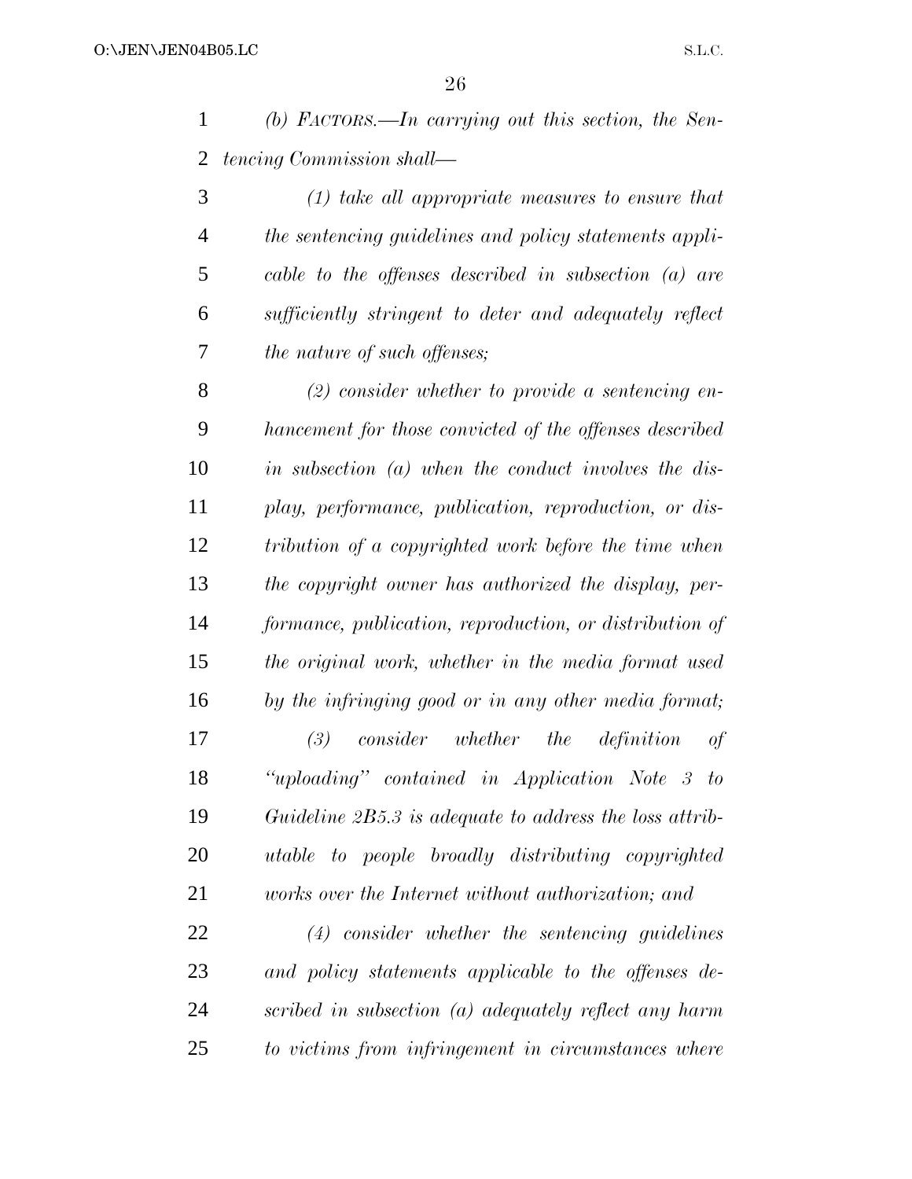*(b) FACTORS.—In carrying out this section, the Sentencing Commission shall—*

*(1) take all appropriate measures to ensure that the sentencing guidelines and policy statements applicable to the offenses described in subsection (a) are sufficiently stringent to deter and adequately reflect the nature of such offenses;*

*(2) consider whether to provide a sentencing enhancement for those convicted of the offenses described in subsection (a) when the conduct involves the display, performance, publication, reproduction, or distribution of a copyrighted work before the time when the copyright owner has authorized the display, performance, publication, reproduction, or distribution of the original work, whether in the media format used by the infringing good or in any other media format;*

*(3) consider whether the definition of "uploading" contained in Application Note 3 to Guideline 2B5.3 is adequate to address the loss attributable to people broadly distributing copyrighted works over the Internet without authorization; and*

*(4) consider whether the sentencing guidelines and policy statements applicable to the offenses described in subsection (a) adequately reflect any harm to victims from infringement in circumstances where*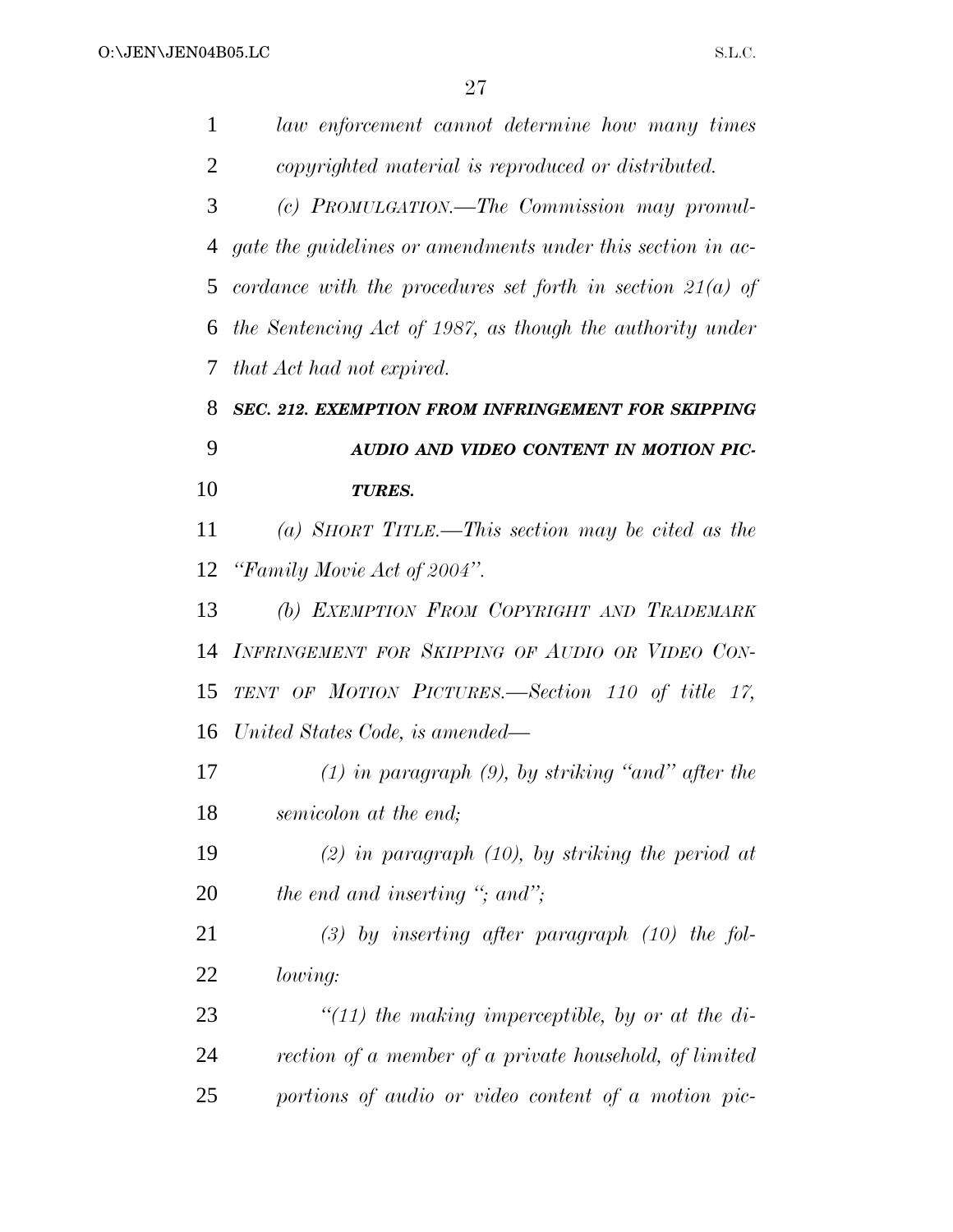*law enforcement cannot determine how many times copyrighted material is reproduced or distributed.*

*(c) PROMULGATION.—The Commission may promulgate the guidelines or amendments under this section in accordance with the procedures set forth in section 21(a) of the Sentencing Act of 1987, as though the authority under that Act had not expired.*

***SEC. 212. EXEMPTION FROM INFRINGEMENT FOR SKIPPING AUDIO AND VIDEO CONTENT IN MOTION PICTURES.***

*(a) SHORT TITLE.—This section may be cited as the "Family Movie Act of 2004".*

*(b) EXEMPTION FROM COPYRIGHT AND TRADEMARK INFRINGEMENT FOR SKIPPING OF AUDIO OR VIDEO CONTENT OF MOTION PICTURES.—Section 110 of title 17, United States Code, is amended—*

*(1) in paragraph (9), by striking "and" after the semicolon at the end;*

*(2) in paragraph (10), by striking the period at the end and inserting "; and";*

*(3) by inserting after paragraph (10) the following:*

*"(11) the making imperceptible, by or at the direction of a member of a private household, of limited portions of audio or video content of a motion pic-*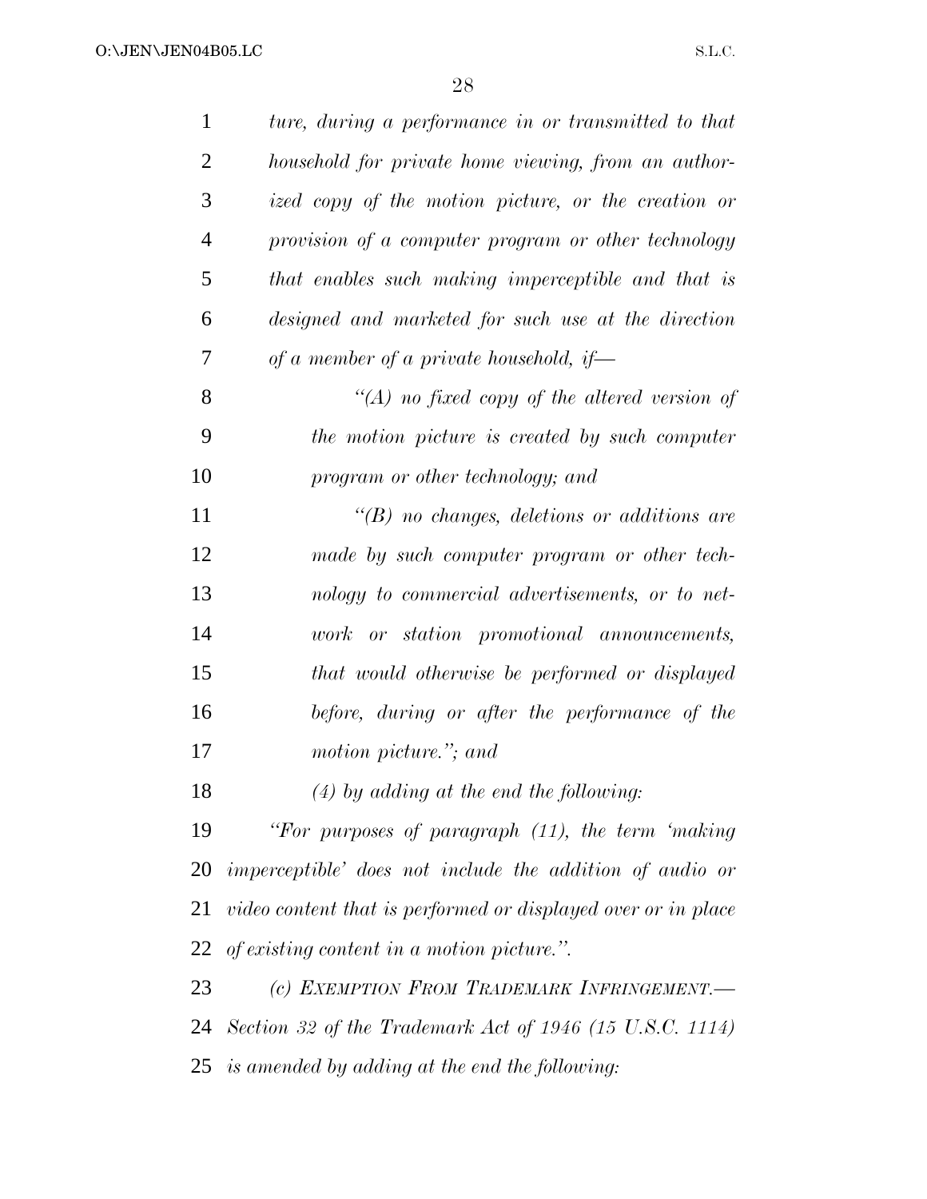*ture, during a performance in or transmitted to that household for private home viewing, from an authorized copy of the motion picture, or the creation or provision of a computer program or other technology that enables such making imperceptible and that is designed and marketed for such use at the direction of a member of a private household, if—*

*"(A) no fixed copy of the altered version of the motion picture is created by such computer program or other technology; and*

*"(B) no changes, deletions or additions are made by such computer program or other technology to commercial advertisements, or to network or station promotional announcements, that would otherwise be performed or displayed before, during or after the performance of the motion picture."; and*

*(4) by adding at the end the following:*

*"For purposes of paragraph (11), the term 'making imperceptible' does not include the addition of audio or video content that is performed or displayed over or in place of existing content in a motion picture.".*

*(c) EXEMPTION FROM TRADEMARK INFRINGEMENT.— Section 32 of the Trademark Act of 1946 (15 U.S.C. 1114) is amended by adding at the end the following:*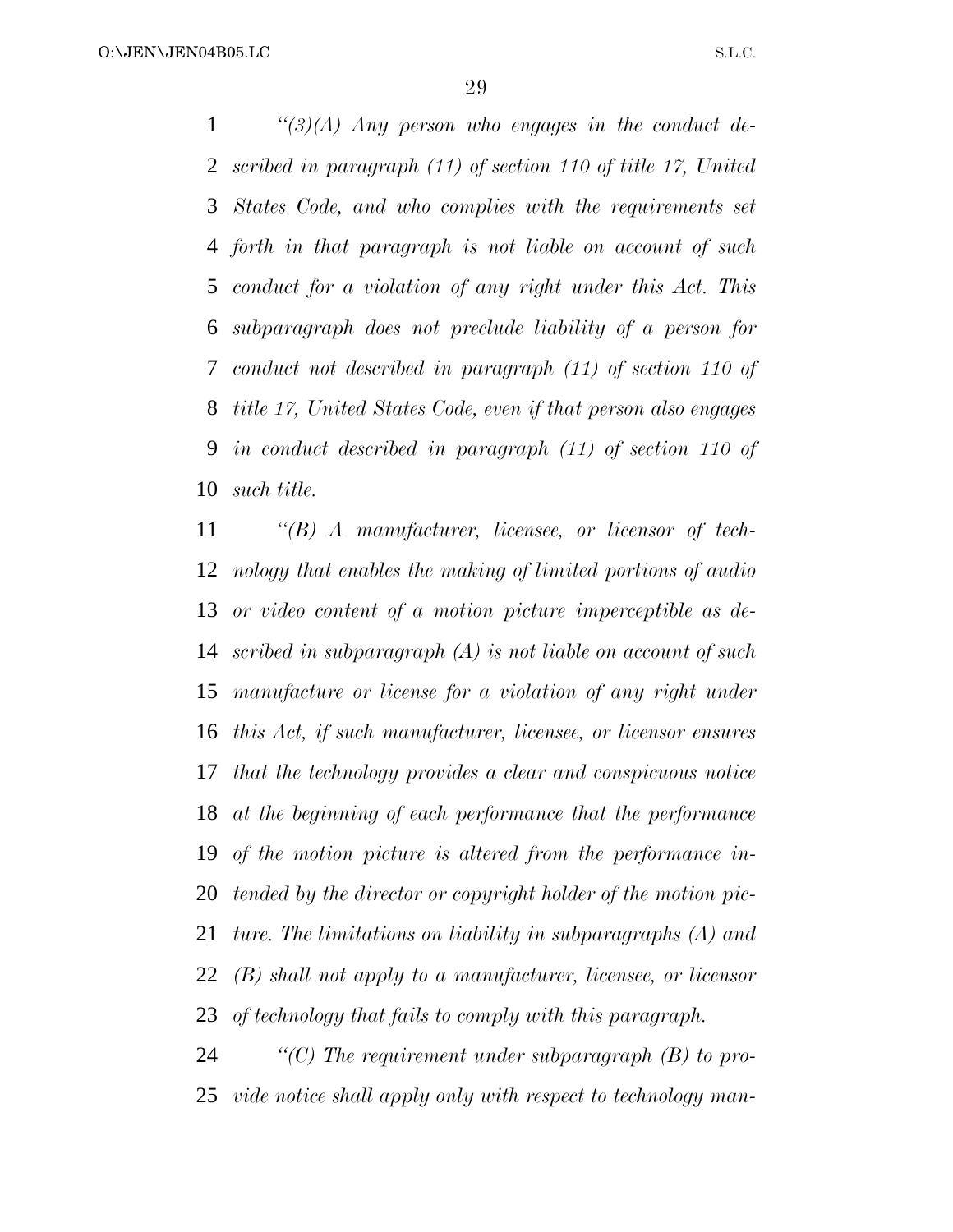*"(3)(A) Any person who engages in the conduct described in paragraph (11) of section 110 of title 17, United States Code, and who complies with the requirements set forth in that paragraph is not liable on account of such conduct for a violation of any right under this Act. This subparagraph does not preclude liability of a person for conduct not described in paragraph (11) of section 110 of title 17, United States Code, even if that person also engages in conduct described in paragraph (11) of section 110 of such title.*

*"(B) A manufacturer, licensee, or licensor of technology that enables the making of limited portions of audio or video content of a motion picture imperceptible as described in subparagraph (A) is not liable on account of such manufacture or license for a violation of any right under this Act, if such manufacturer, licensee, or licensor ensures that the technology provides a clear and conspicuous notice at the beginning of each performance that the performance of the motion picture is altered from the performance intended by the director or copyright holder of the motion picture. The limitations on liability in subparagraphs (A) and (B) shall not apply to a manufacturer, licensee, or licensor of technology that fails to comply with this paragraph.*

*"(C) The requirement under subparagraph (B) to provide notice shall apply only with respect to technology man-*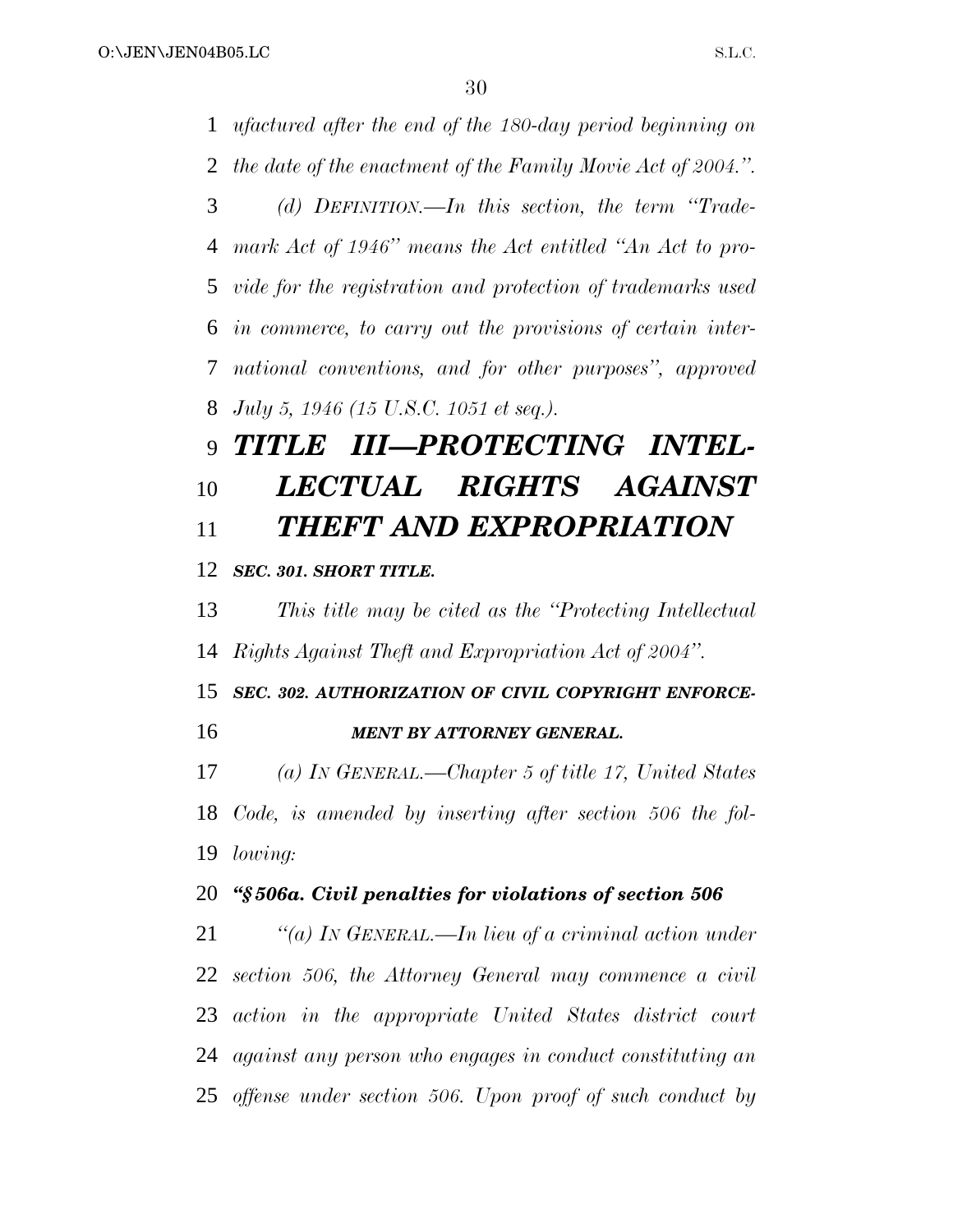*ufactured after the end of the 180-day period beginning on the date of the enactment of the Family Movie Act of 2004.''.*

*(d) DEFINITION.—In this section, the term ''Trademark Act of 1946'' means the Act entitled ''An Act to provide for the registration and protection of trademarks used in commerce, to carry out the provisions of certain international conventions, and for other purposes'', approved July 5, 1946 (15 U.S.C. 1051 et seq.).*

# *TITLE III—PROTECTING INTELLECTUAL RIGHTS AGAINST THEFT AND EXPROPRIATION*

### *SEC. 301. SHORT TITLE.*

*This title may be cited as the ''Protecting Intellectual Rights Against Theft and Expropriation Act of 2004''.*

### *SEC. 302. AUTHORIZATION OF CIVIL COPYRIGHT ENFORCEMENT BY ATTORNEY GENERAL.*

*(a) IN GENERAL.—Chapter 5 of title 17, United States Code, is amended by inserting after section 506 the following:*

***''§ 506a. Civil penalties for violations of section 506***

*''(a) IN GENERAL.—In lieu of a criminal action under section 506, the Attorney General may commence a civil action in the appropriate United States district court against any person who engages in conduct constituting an offense under section 506. Upon proof of such conduct by*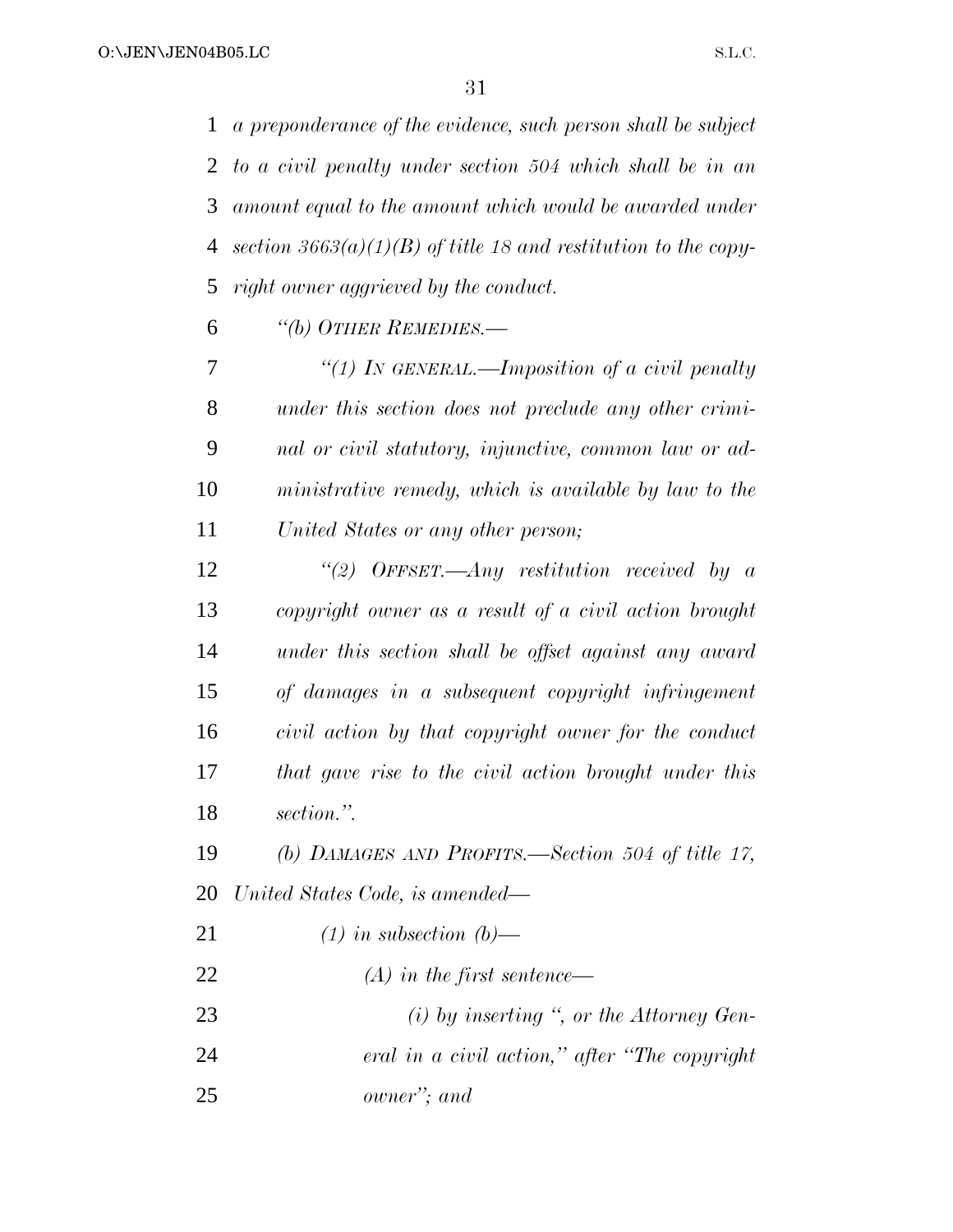*a preponderance of the evidence, such person shall be subject to a civil penalty under section 504 which shall be in an amount equal to the amount which would be awarded under section 3663(a)(1)(B) of title 18 and restitution to the copyright owner aggrieved by the conduct.*

*"(b) OTHER REMEDIES.—*

*"(1) IN GENERAL.—Imposition of a civil penalty under this section does not preclude any other criminal or civil statutory, injunctive, common law or administrative remedy, which is available by law to the United States or any other person;*

*"(2) OFFSET.—Any restitution received by a copyright owner as a result of a civil action brought under this section shall be offset against any award of damages in a subsequent copyright infringement civil action by that copyright owner for the conduct that gave rise to the civil action brought under this section.".*

*(b) DAMAGES AND PROFITS.—Section 504 of title 17, United States Code, is amended—*

*(1) in subsection (b)—*

*(A) in the first sentence—*

*(i) by inserting ", or the Attorney General in a civil action," after "The copyright owner"; and*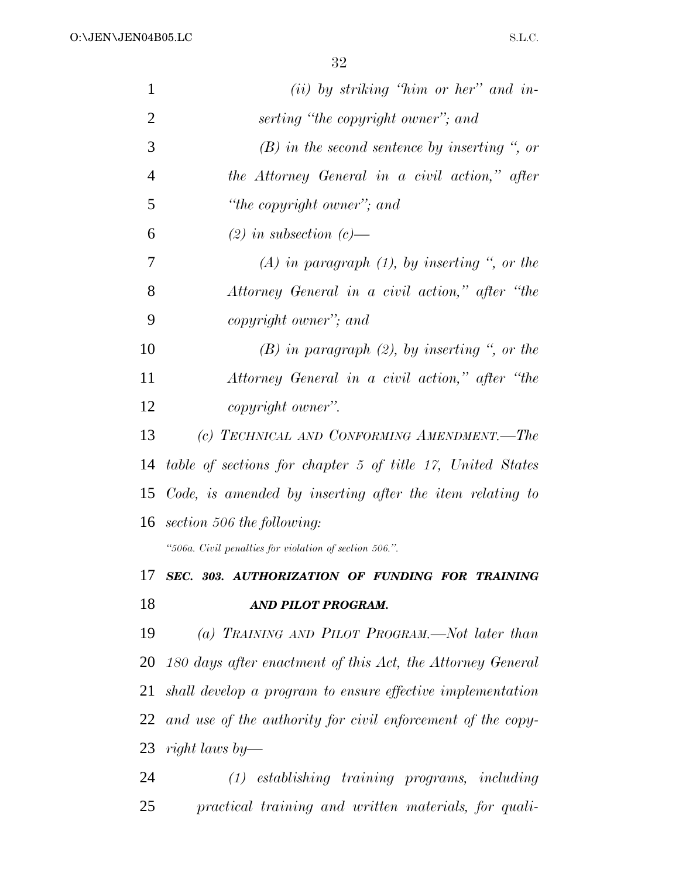*(ii) by striking "him or her" and inserting "the copyright owner"; and*

*(B) in the second sentence by inserting ", or the Attorney General in a civil action," after "the copyright owner"; and*

*(2) in subsection (c)—*

*(A) in paragraph (1), by inserting ", or the Attorney General in a civil action," after "the copyright owner"; and*

*(B) in paragraph (2), by inserting ", or the Attorney General in a civil action," after "the copyright owner".*

*(c) TECHNICAL AND CONFORMING AMENDMENT.—The table of sections for chapter 5 of title 17, United States Code, is amended by inserting after the item relating to section 506 the following:*

*"506a. Civil penalties for violation of section 506.".*

***SEC. 303. AUTHORIZATION OF FUNDING FOR TRAINING AND PILOT PROGRAM.***

*(a) TRAINING AND PILOT PROGRAM.—Not later than 180 days after enactment of this Act, the Attorney General shall develop a program to ensure effective implementation and use of the authority for civil enforcement of the copyright laws by—*

*(1) establishing training programs, including practical training and written materials, for quali-*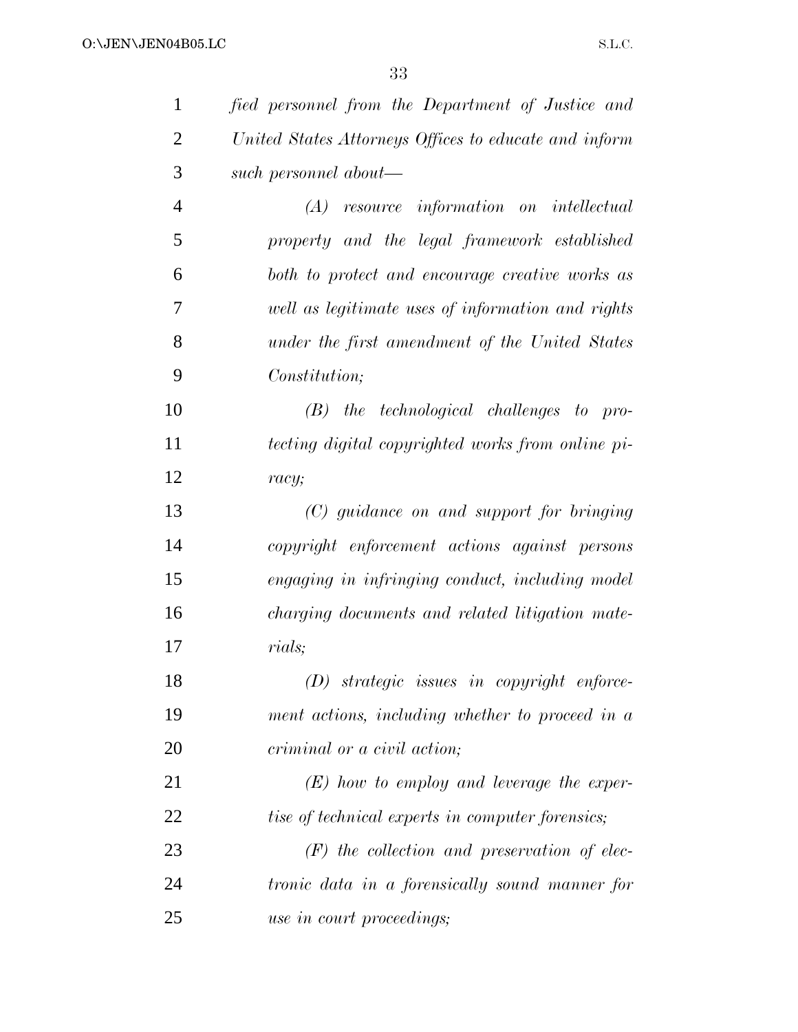*fied personnel from the Department of Justice and United States Attorneys Offices to educate and inform such personnel about—*

*(A) resource information on intellectual property and the legal framework established both to protect and encourage creative works as well as legitimate uses of information and rights under the first amendment of the United States Constitution;*

*(B) the technological challenges to protecting digital copyrighted works from online piracy;*

*(C) guidance on and support for bringing copyright enforcement actions against persons engaging in infringing conduct, including model charging documents and related litigation materials;*

*(D) strategic issues in copyright enforcement actions, including whether to proceed in a criminal or a civil action;*

*(E) how to employ and leverage the expertise of technical experts in computer forensics;*

*(F) the collection and preservation of electronic data in a forensically sound manner for use in court proceedings;*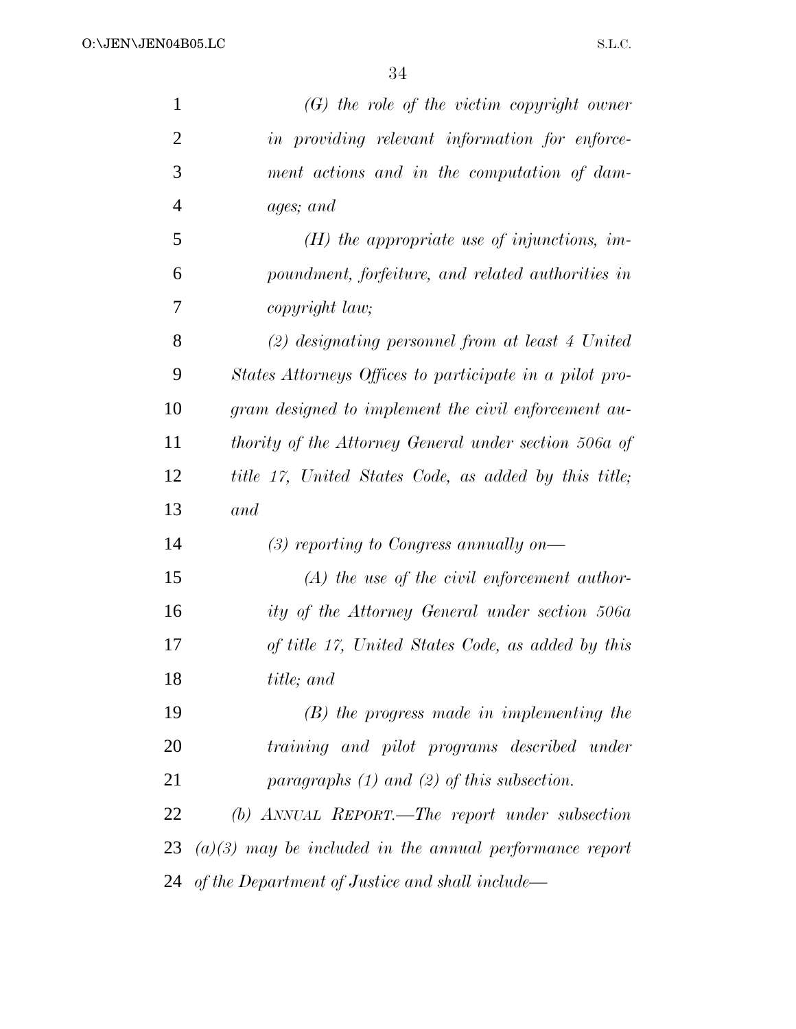*(G) the role of the victim copyright owner in providing relevant information for enforcement actions and in the computation of damages; and*

*(H) the appropriate use of injunctions, impoundment, forfeiture, and related authorities in copyright law;*

*(2) designating personnel from at least 4 United States Attorneys Offices to participate in a pilot program designed to implement the civil enforcement authority of the Attorney General under section 506a of title 17, United States Code, as added by this title; and*

*(3) reporting to Congress annually on—*

*(A) the use of the civil enforcement authority of the Attorney General under section 506a of title 17, United States Code, as added by this title; and*

*(B) the progress made in implementing the training and pilot programs described under paragraphs (1) and (2) of this subsection.*

*(b) ANNUAL REPORT.—The report under subsection (a)(3) may be included in the annual performance report of the Department of Justice and shall include—*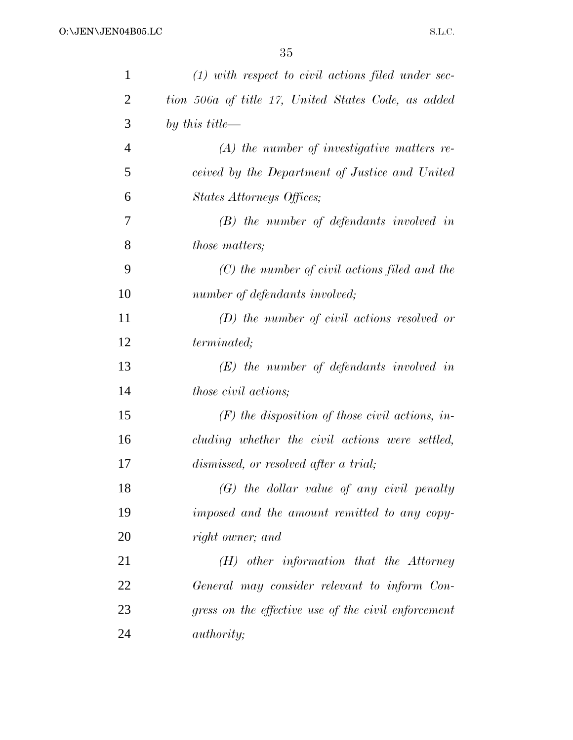*(1) with respect to civil actions filed under section 506a of title 17, United States Code, as added by this title—*

*(A) the number of investigative matters received by the Department of Justice and United States Attorneys Offices;*

*(B) the number of defendants involved in those matters;*

*(C) the number of civil actions filed and the number of defendants involved;*

*(D) the number of civil actions resolved or terminated;*

*(E) the number of defendants involved in those civil actions;*

*(F) the disposition of those civil actions, including whether the civil actions were settled, dismissed, or resolved after a trial;*

*(G) the dollar value of any civil penalty imposed and the amount remitted to any copyright owner; and*

*(H) other information that the Attorney General may consider relevant to inform Congress on the effective use of the civil enforcement authority;*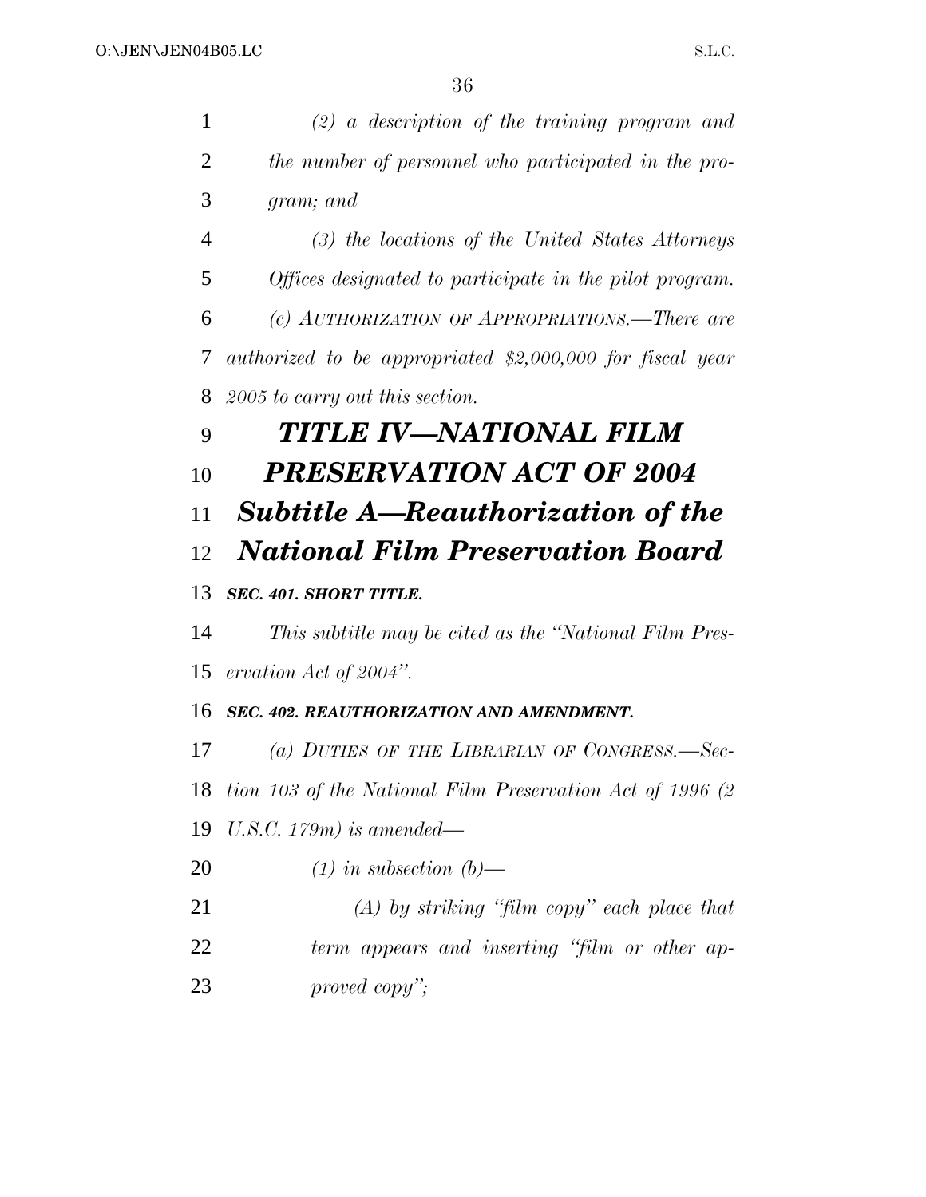*(2) a description of the training program and the number of personnel who participated in the program; and*

*(3) the locations of the United States Attorneys Offices designated to participate in the pilot program.*

*(c) AUTHORIZATION OF APPROPRIATIONS.—There are authorized to be appropriated $2,000,000 for fiscal year 2005 to carry out this section.*

# *TITLE IV—NATIONAL FILM PRESERVATION ACT OF 2004*

## *Subtitle A—Reauthorization of the National Film Preservation Board*

***SEC. 401. SHORT TITLE.***

*This subtitle may be cited as the "National Film Preservation Act of 2004".*

***SEC. 402. REAUTHORIZATION AND AMENDMENT.***

*(a) DUTIES OF THE LIBRARIAN OF CONGRESS.—Section 103 of the National Film Preservation Act of 1996 (2 U.S.C. 179m) is amended—*

*(1) in subsection (b)—*

*(A) by striking "film copy" each place that term appears and inserting "film or other approved copy";*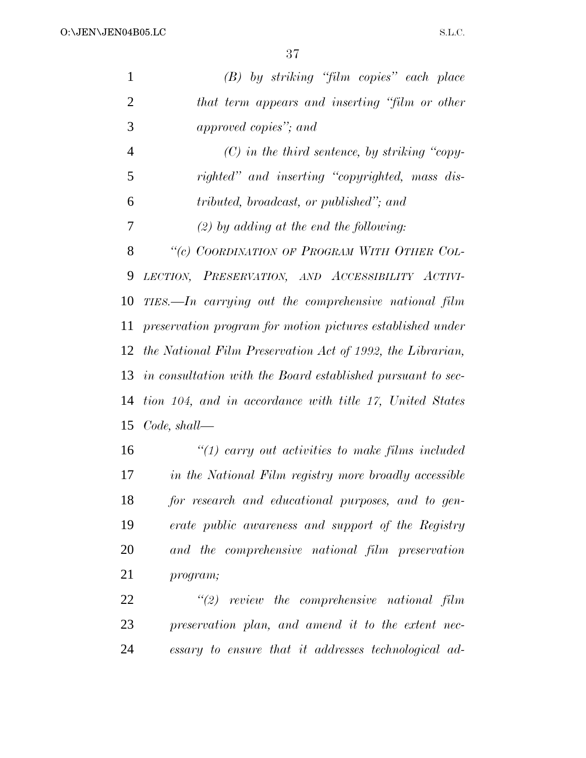*(B) by striking "film copies" each place that term appears and inserting "film or other approved copies"; and*

*(C) in the third sentence, by striking "copyrighted" and inserting "copyrighted, mass distributed, broadcast, or published"; and*

*(2) by adding at the end the following:*

*"(c) COORDINATION OF PROGRAM WITH OTHER COLLECTION, PRESERVATION, AND ACCESSIBILITY ACTIVITIES.—In carrying out the comprehensive national film preservation program for motion pictures established under the National Film Preservation Act of 1992, the Librarian, in consultation with the Board established pursuant to section 104, and in accordance with title 17, United States Code, shall—*

*"(1) carry out activities to make films included in the National Film registry more broadly accessible for research and educational purposes, and to generate public awareness and support of the Registry and the comprehensive national film preservation program;*

*"(2) review the comprehensive national film preservation plan, and amend it to the extent necessary to ensure that it addresses technological ad-*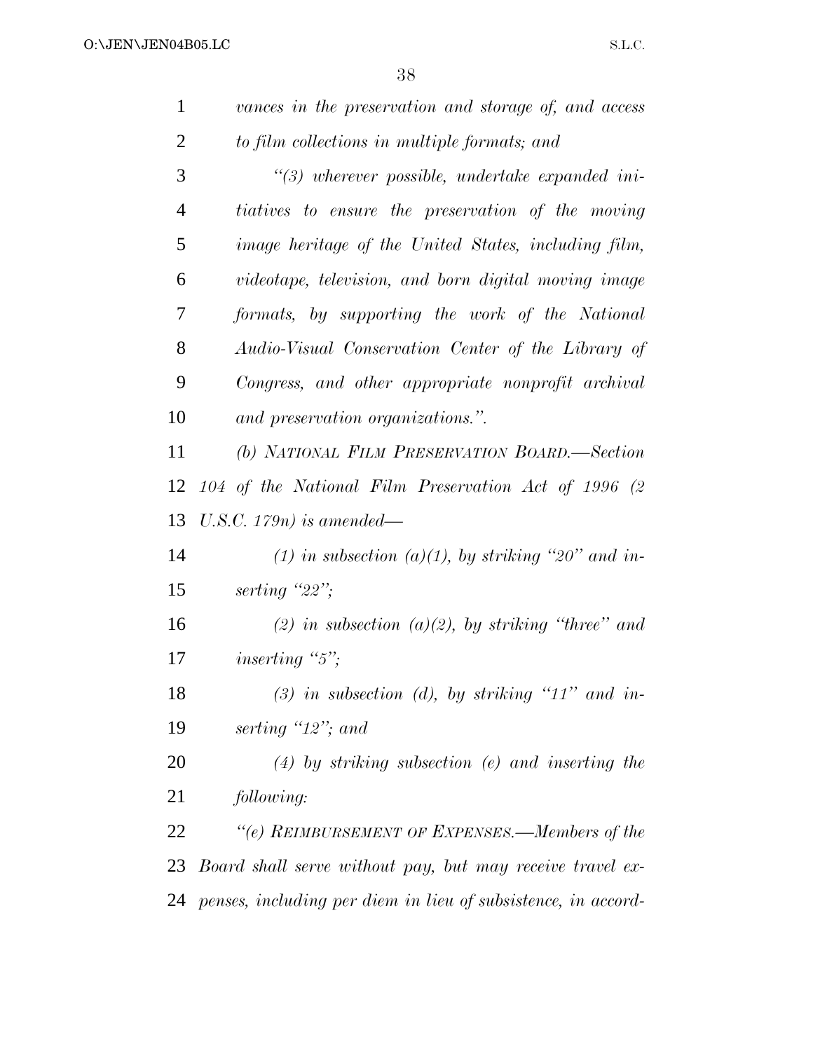*vances in the preservation and storage of, and access to film collections in multiple formats; and*

*"(3) wherever possible, undertake expanded initiatives to ensure the preservation of the moving image heritage of the United States, including film, videotape, television, and born digital moving image formats, by supporting the work of the National Audio-Visual Conservation Center of the Library of Congress, and other appropriate nonprofit archival and preservation organizations.".*

*(b) NATIONAL FILM PRESERVATION BOARD.—Section 104 of the National Film Preservation Act of 1996 (2 U.S.C. 179n) is amended—*

*(1) in subsection (a)(1), by striking "20" and inserting "22";*

*(2) in subsection (a)(2), by striking "three" and inserting "5";*

*(3) in subsection (d), by striking "11" and inserting "12"; and*

*(4) by striking subsection (e) and inserting the following:*

*"(e) REIMBURSEMENT OF EXPENSES.—Members of the Board shall serve without pay, but may receive travel expenses, including per diem in lieu of subsistence, in accord-*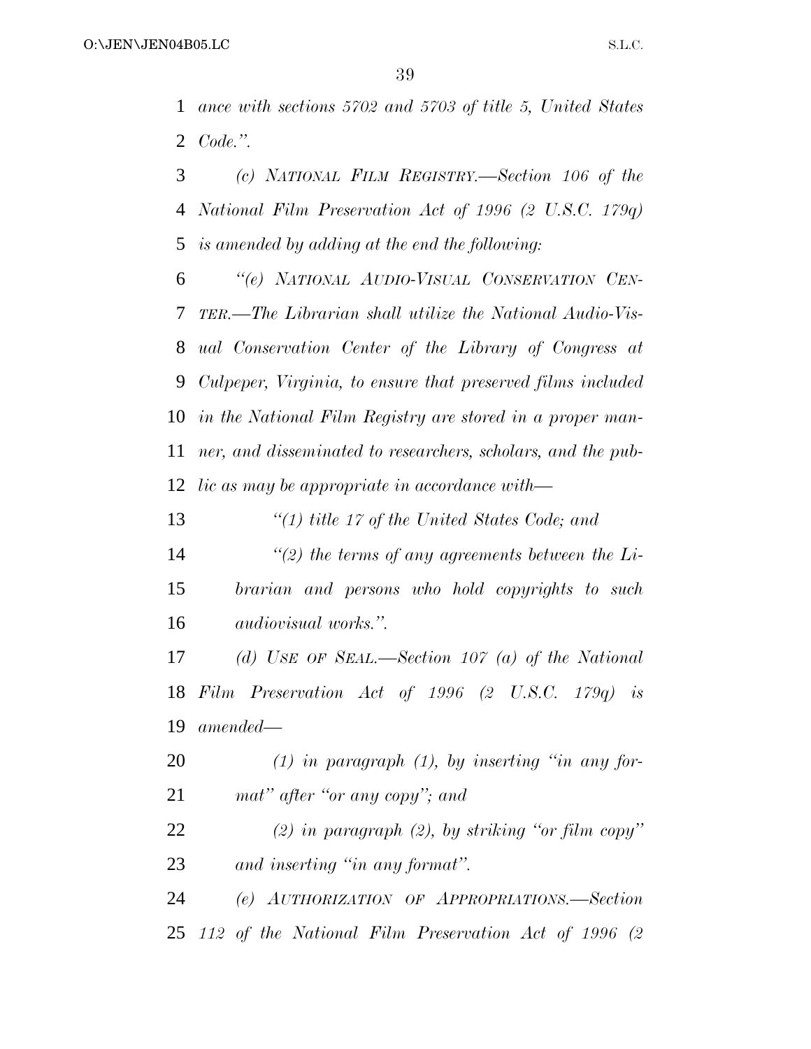*ance with sections 5702 and 5703 of title 5, United States Code.''.*

*(c) NATIONAL FILM REGISTRY.—Section 106 of the National Film Preservation Act of 1996 (2 U.S.C. 179q) is amended by adding at the end the following:*

*''(e) NATIONAL AUDIO-VISUAL CONSERVATION CENTER.—The Librarian shall utilize the National Audio-Visual Conservation Center of the Library of Congress at Culpeper, Virginia, to ensure that preserved films included in the National Film Registry are stored in a proper manner, and disseminated to researchers, scholars, and the public as may be appropriate in accordance with—*

*''(1) title 17 of the United States Code; and*

*''(2) the terms of any agreements between the Librarian and persons who hold copyrights to such audiovisual works.''.*

*(d) USE OF SEAL.—Section 107 (a) of the National Film Preservation Act of 1996 (2 U.S.C. 179q) is amended—*

*(1) in paragraph (1), by inserting ''in any format'' after ''or any copy''; and*

*(2) in paragraph (2), by striking ''or film copy'' and inserting ''in any format''.*

*(e) AUTHORIZATION OF APPROPRIATIONS.—Section 112 of the National Film Preservation Act of 1996 (2*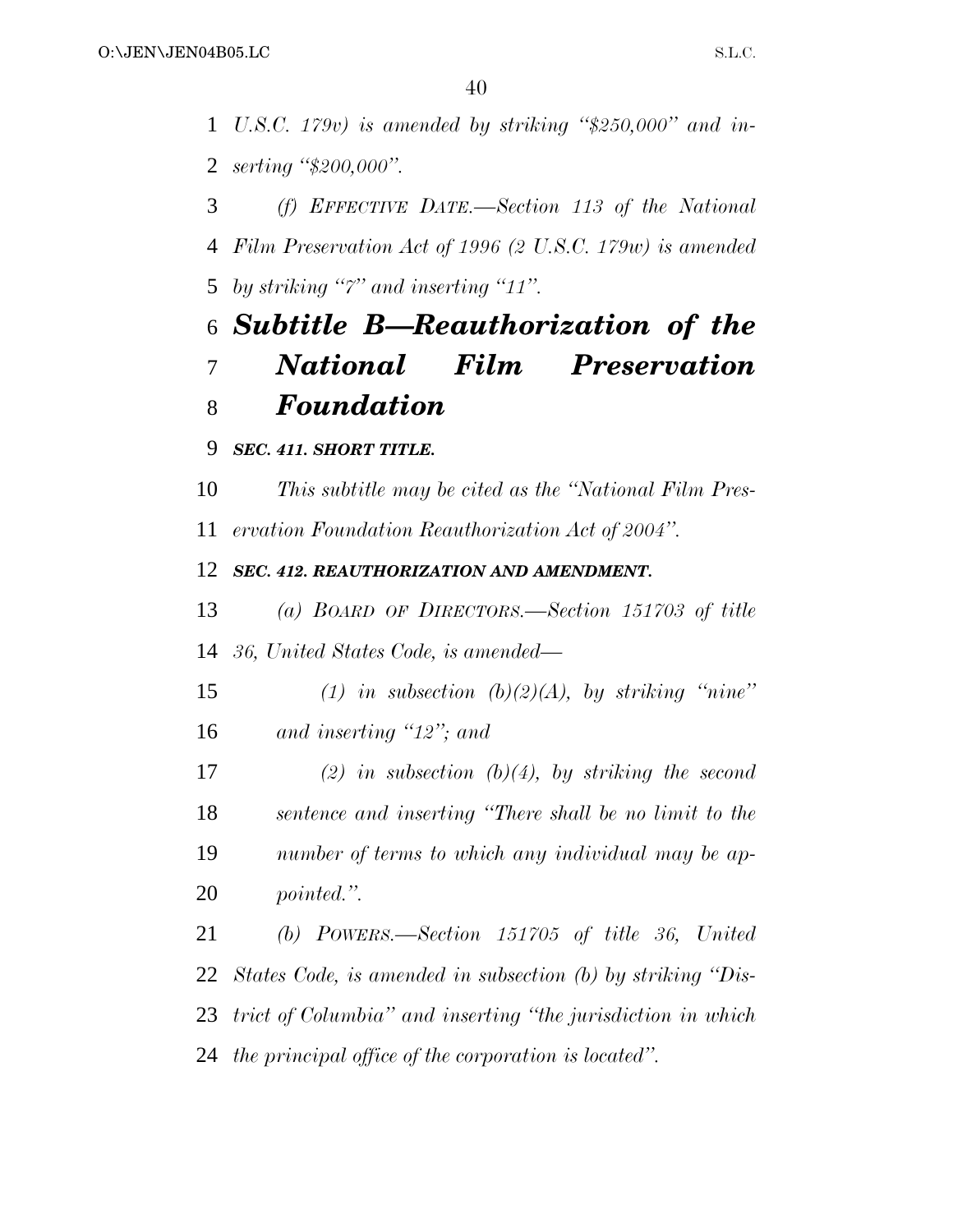*U.S.C. 179v) is amended by striking "$250,000" and inserting "$200,000".*

*(f) EFFECTIVE DATE.—Section 113 of the National Film Preservation Act of 1996 (2 U.S.C. 179w) is amended by striking "7" and inserting "11".*

## *Subtitle B—Reauthorization of the National Film Preservation Foundation*

***SEC. 411. SHORT TITLE.***

*This subtitle may be cited as the "National Film Preservation Foundation Reauthorization Act of 2004".*

***SEC. 412. REAUTHORIZATION AND AMENDMENT.***

*(a) BOARD OF DIRECTORS.—Section 151703 of title 36, United States Code, is amended—*

*(1) in subsection (b)(2)(A), by striking "nine" and inserting "12"; and*

*(2) in subsection (b)(4), by striking the second sentence and inserting "There shall be no limit to the number of terms to which any individual may be appointed.".*

*(b) POWERS.—Section 151705 of title 36, United States Code, is amended in subsection (b) by striking "District of Columbia" and inserting "the jurisdiction in which the principal office of the corporation is located".*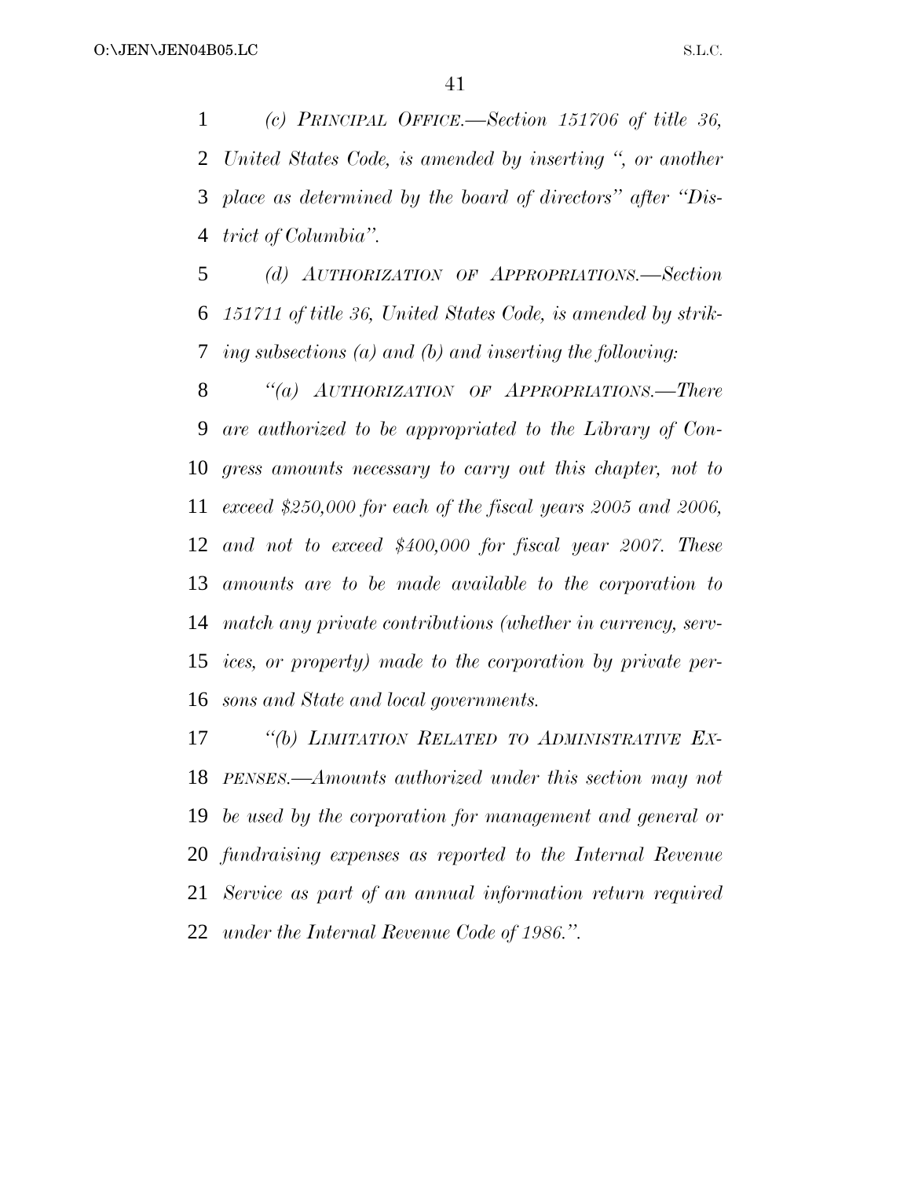*(c) PRINCIPAL OFFICE.—Section 151706 of title 36, United States Code, is amended by inserting ", or another place as determined by the board of directors" after "District of Columbia".*

*(d) AUTHORIZATION OF APPROPRIATIONS.—Section 151711 of title 36, United States Code, is amended by striking subsections (a) and (b) and inserting the following:*

*"(a) AUTHORIZATION OF APPROPRIATIONS.—There are authorized to be appropriated to the Library of Congress amounts necessary to carry out this chapter, not to exceed $250,000 for each of the fiscal years 2005 and 2006, and not to exceed $400,000 for fiscal year 2007. These amounts are to be made available to the corporation to match any private contributions (whether in currency, services, or property) made to the corporation by private persons and State and local governments.*

*"(b) LIMITATION RELATED TO ADMINISTRATIVE EXPENSES.—Amounts authorized under this section may not be used by the corporation for management and general or fundraising expenses as reported to the Internal Revenue Service as part of an annual information return required under the Internal Revenue Code of 1986.".*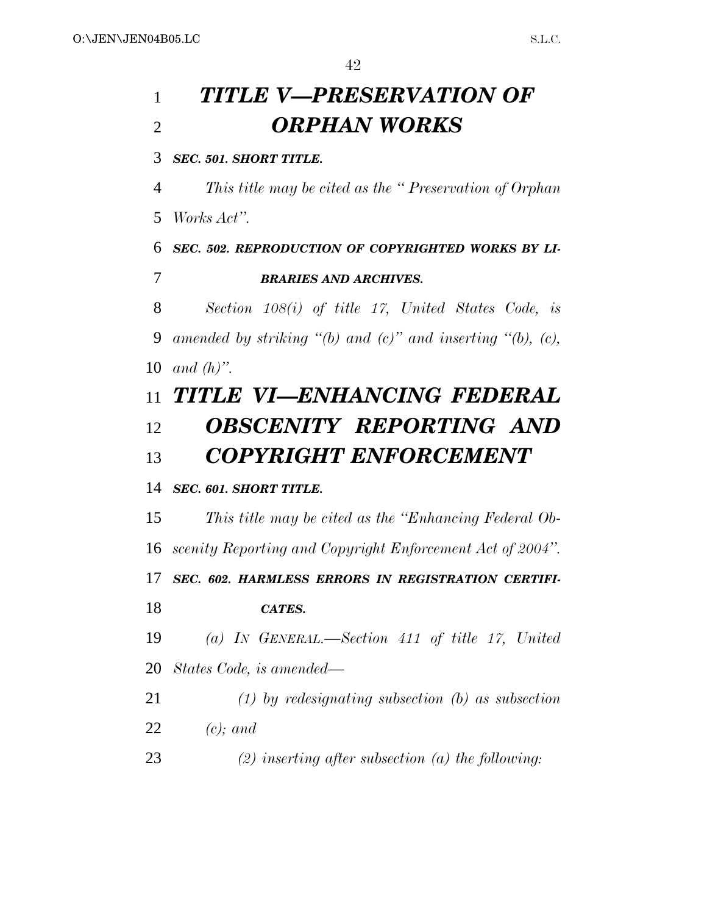# *TITLE V—PRESERVATION OF ORPHAN WORKS*

***SEC. 501. SHORT TITLE.***

*This title may be cited as the "Preservation of Orphan Works Act".*

***SEC. 502. REPRODUCTION OF COPYRIGHTED WORKS BY LIBRARIES AND ARCHIVES.***

*Section 108(i) of title 17, United States Code, is amended by striking "(b) and (c)" and inserting "(b), (c), and (h)".*

# *TITLE VI—ENHANCING FEDERAL OBSCENITY REPORTING AND COPYRIGHT ENFORCEMENT*

***SEC. 601. SHORT TITLE.***

*This title may be cited as the "Enhancing Federal Obscenity Reporting and Copyright Enforcement Act of 2004".*

***SEC. 602. HARMLESS ERRORS IN REGISTRATION CERTIFICATES.***

*(a) IN GENERAL.—Section 411 of title 17, United States Code, is amended—*

*(1) by redesignating subsection (b) as subsection (c); and*

*(2) inserting after subsection (a) the following:*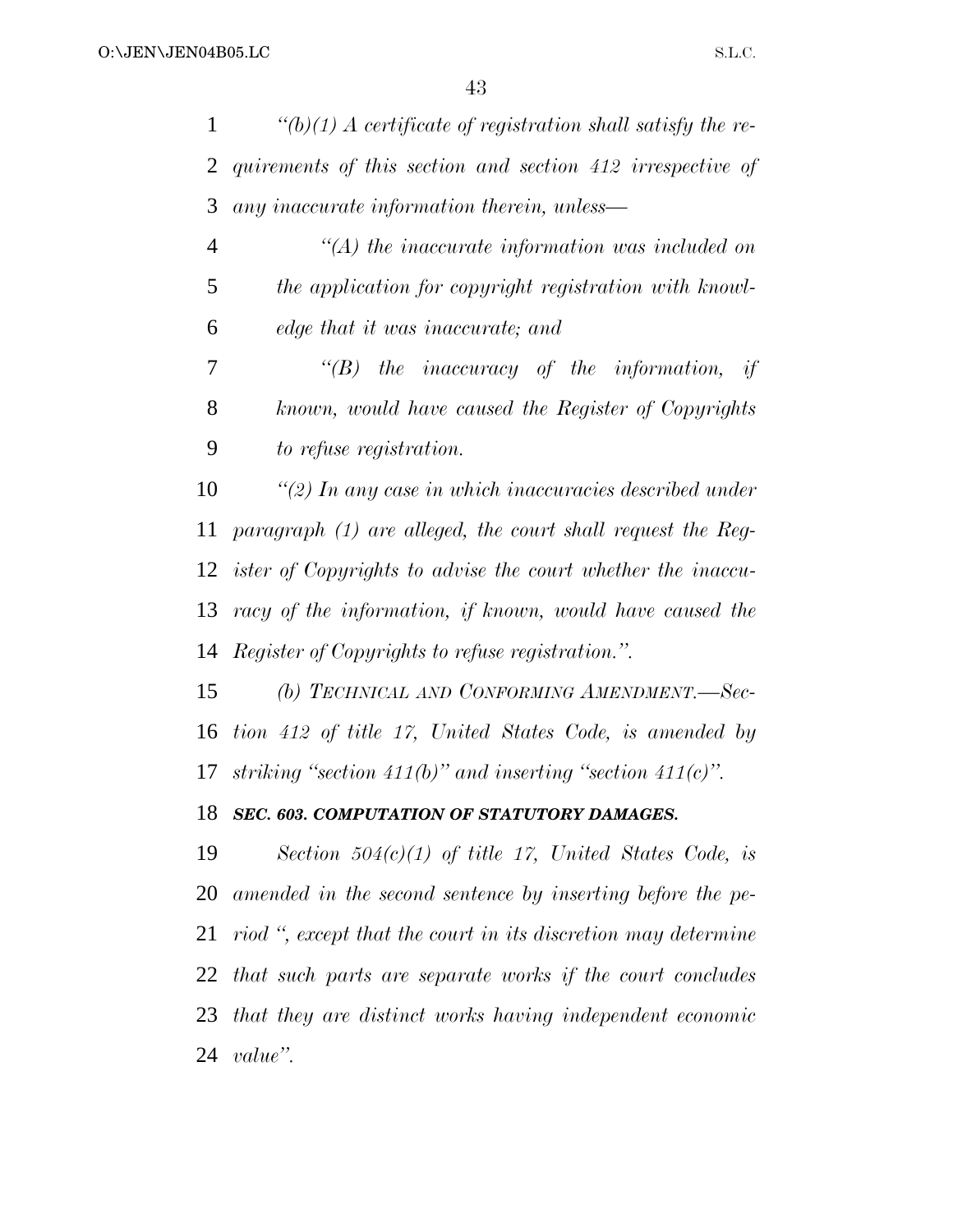*"(b)(1) A certificate of registration shall satisfy the requirements of this section and section 412 irrespective of any inaccurate information therein, unless—*

*"(A) the inaccurate information was included on the application for copyright registration with knowledge that it was inaccurate; and*

*"(B) the inaccuracy of the information, if known, would have caused the Register of Copyrights to refuse registration.*

*"(2) In any case in which inaccuracies described under paragraph (1) are alleged, the court shall request the Register of Copyrights to advise the court whether the inaccuracy of the information, if known, would have caused the Register of Copyrights to refuse registration.".*

*(b) TECHNICAL AND CONFORMING AMENDMENT.—Section 412 of title 17, United States Code, is amended by striking "section 411(b)" and inserting "section 411(c)".*

***SEC. 603. COMPUTATION OF STATUTORY DAMAGES.***

*Section 504(c)(1) of title 17, United States Code, is amended in the second sentence by inserting before the period ", except that the court in its discretion may determine that such parts are separate works if the court concludes that they are distinct works having independent economic value".*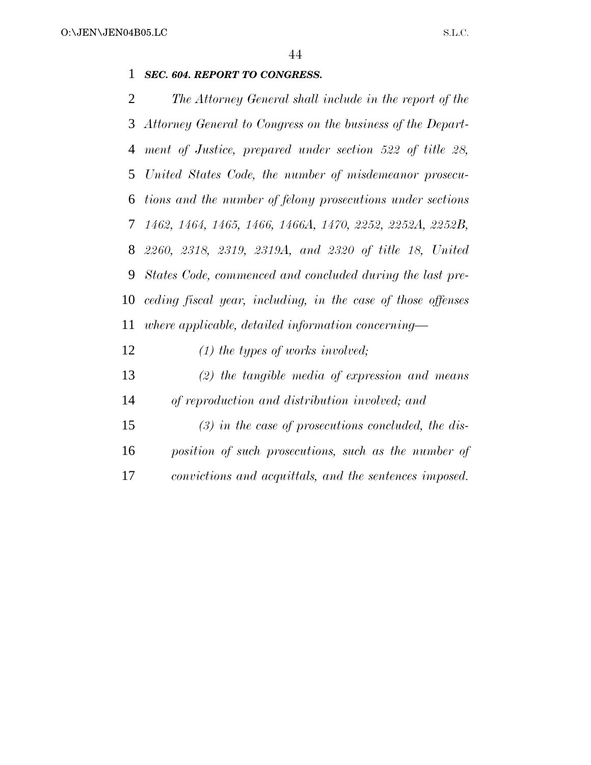***SEC. 604. REPORT TO CONGRESS.***

*The Attorney General shall include in the report of the Attorney General to Congress on the business of the Department of Justice, prepared under section 522 of title 28, United States Code, the number of misdemeanor prosecutions and the number of felony prosecutions under sections 1462, 1464, 1465, 1466, 1466A, 1470, 2252, 2252A, 2252B, 2260, 2318, 2319, 2319A, and 2320 of title 18, United States Code, commenced and concluded during the last preceding fiscal year, including, in the case of those offenses where applicable, detailed information concerning—*

*(1) the types of works involved;*

*(2) the tangible media of expression and means of reproduction and distribution involved; and*

*(3) in the case of prosecutions concluded, the disposition of such prosecutions, such as the number of convictions and acquittals, and the sentences imposed.*